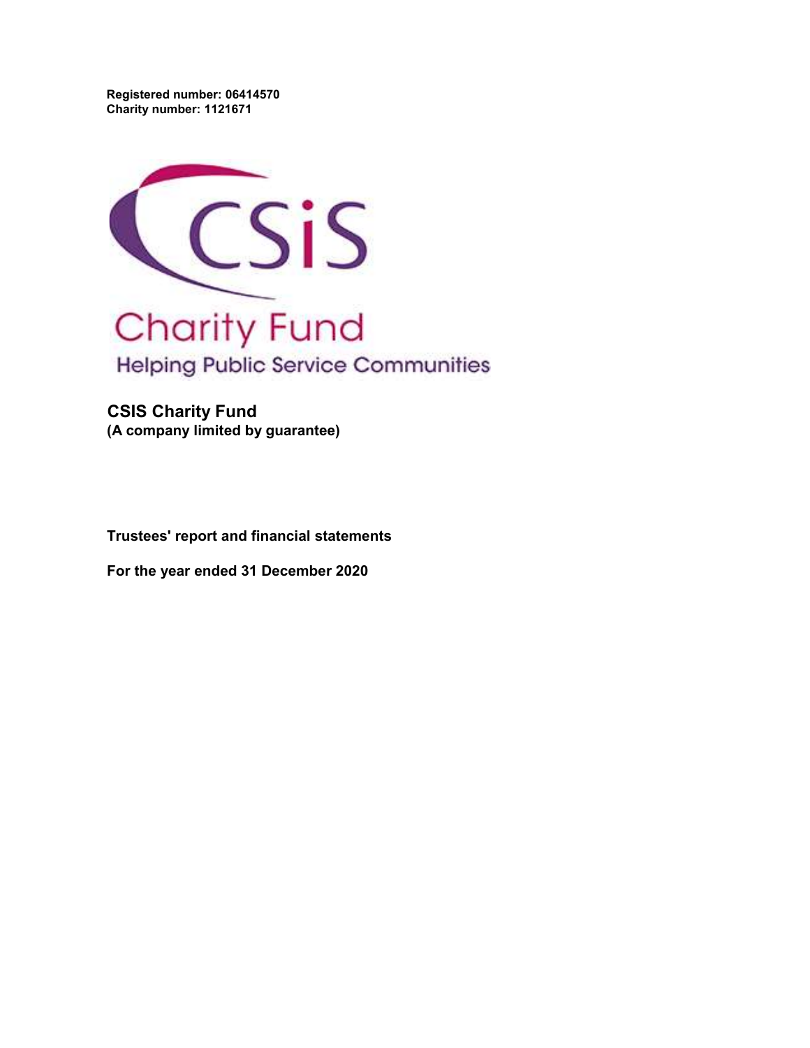Registered number: 06414570
Charity number: 1121671

CSiS

Charity Fund

Helping Public Service Communities

# CSIS Charity Fund

**(A company limited by guarantee)**

**Trustees' report and financial statements**

**For the year ended 31 December 2020**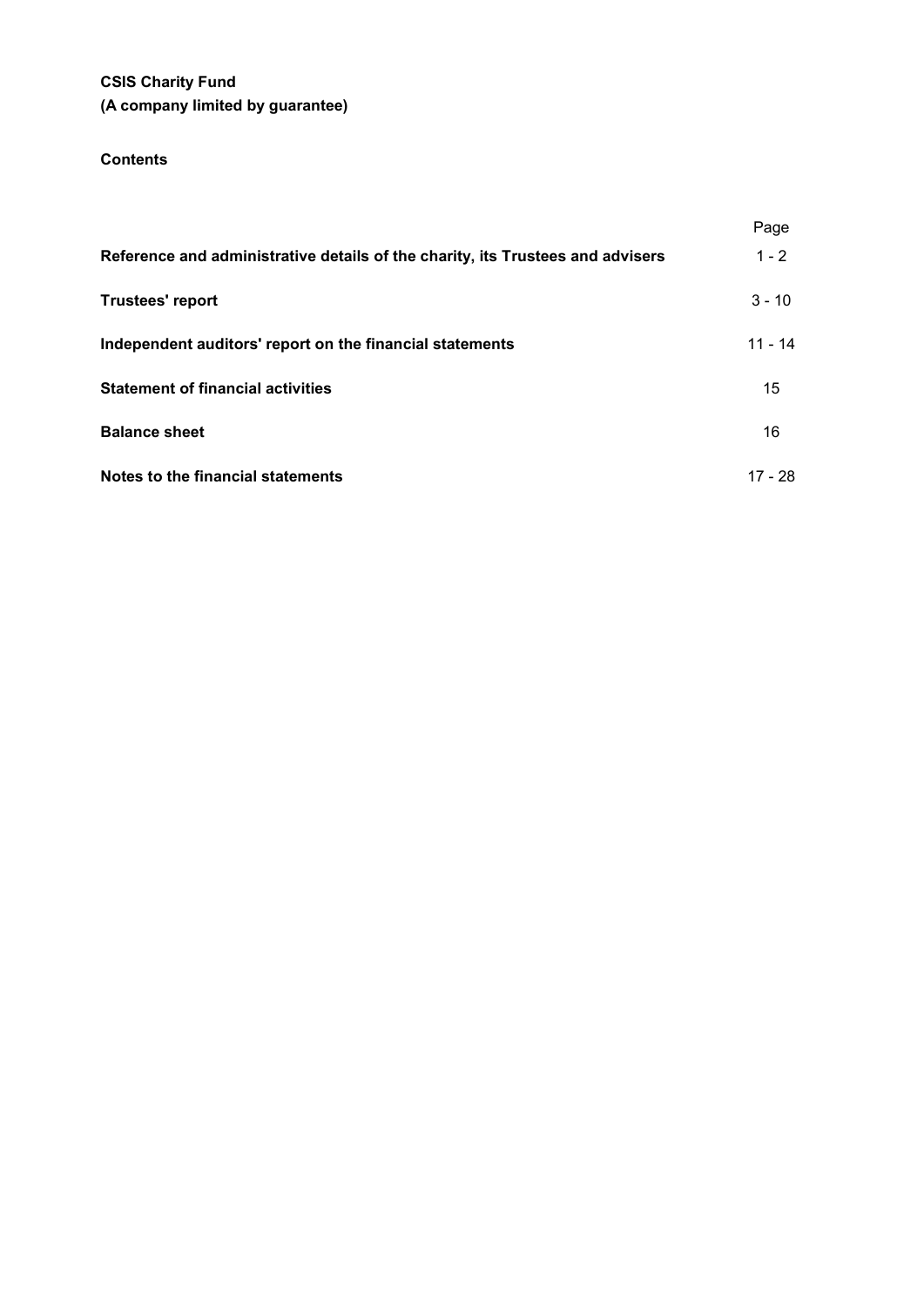**CSIS Charity Fund**
**(A company limited by guarantee)**

## Contents

| | Page |
|---|---|
| **Reference and administrative details of the charity, its Trustees and advisers** | 1 - 2 |
| **Trustees' report** | 3 - 10 |
| **Independent auditors' report on the financial statements** | 11 - 14 |
| **Statement of financial activities** | 15 |
| **Balance sheet** | 16 |
| **Notes to the financial statements** | 17 - 28 |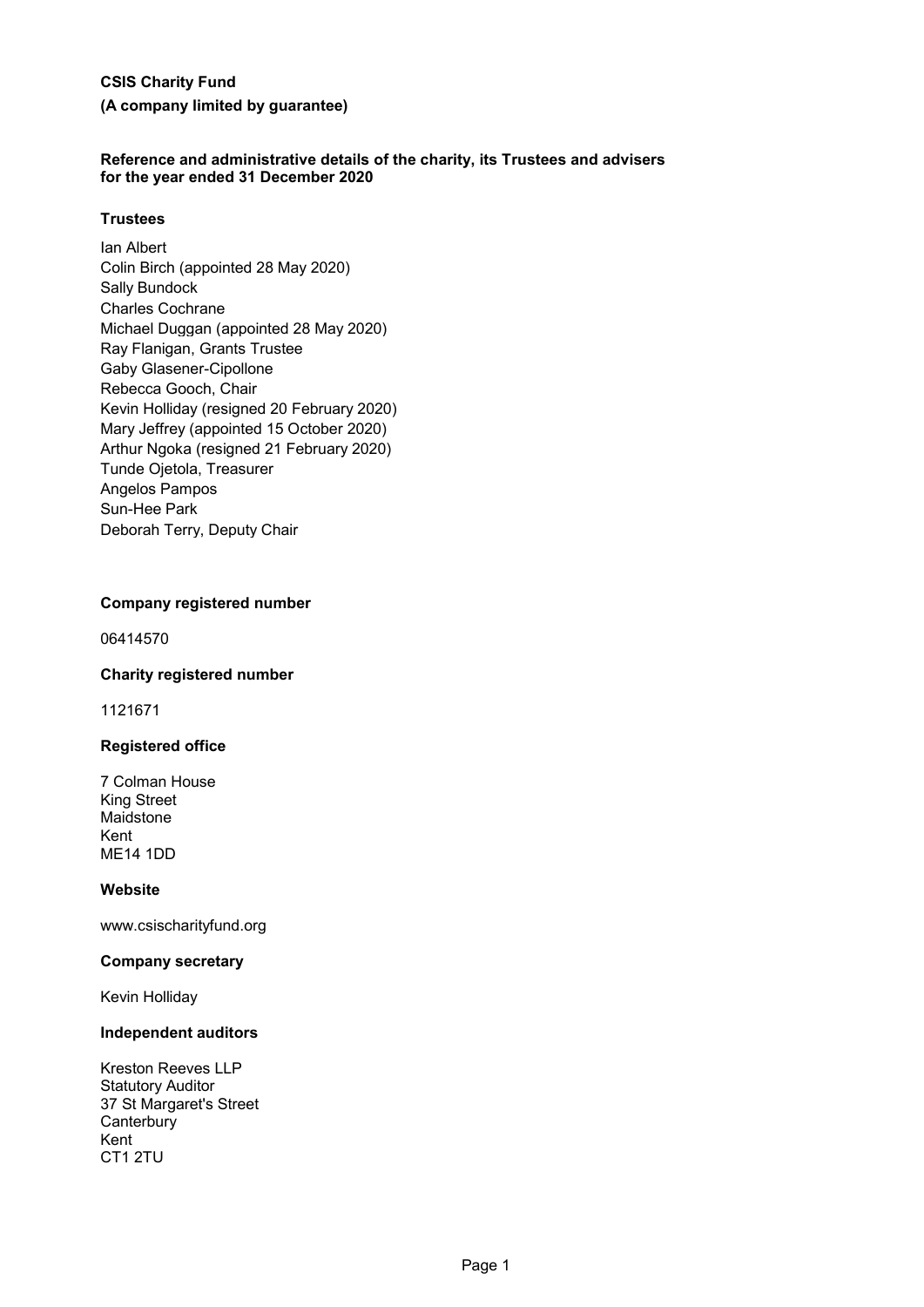**CSIS Charity Fund**

**(A company limited by guarantee)**

**Reference and administrative details of the charity, its Trustees and advisers for the year ended 31 December 2020**

**Trustees**

Ian Albert
Colin Birch (appointed 28 May 2020)
Sally Bundock
Charles Cochrane
Michael Duggan (appointed 28 May 2020)
Ray Flanigan, Grants Trustee
Gaby Glasener-Cipollone
Rebecca Gooch, Chair
Kevin Holliday (resigned 20 February 2020)
Mary Jeffrey (appointed 15 October 2020)
Arthur Ngoka (resigned 21 February 2020)
Tunde Ojetola, Treasurer
Angelos Pampos
Sun-Hee Park
Deborah Terry, Deputy Chair

**Company registered number**

06414570

**Charity registered number**

1121671

**Registered office**

7 Colman House
King Street
Maidstone
Kent
ME14 1DD

**Website**

www.csischarityfund.org

**Company secretary**

Kevin Holliday

**Independent auditors**

Kreston Reeves LLP
Statutory Auditor
37 St Margaret's Street
Canterbury
Kent
CT1 2TU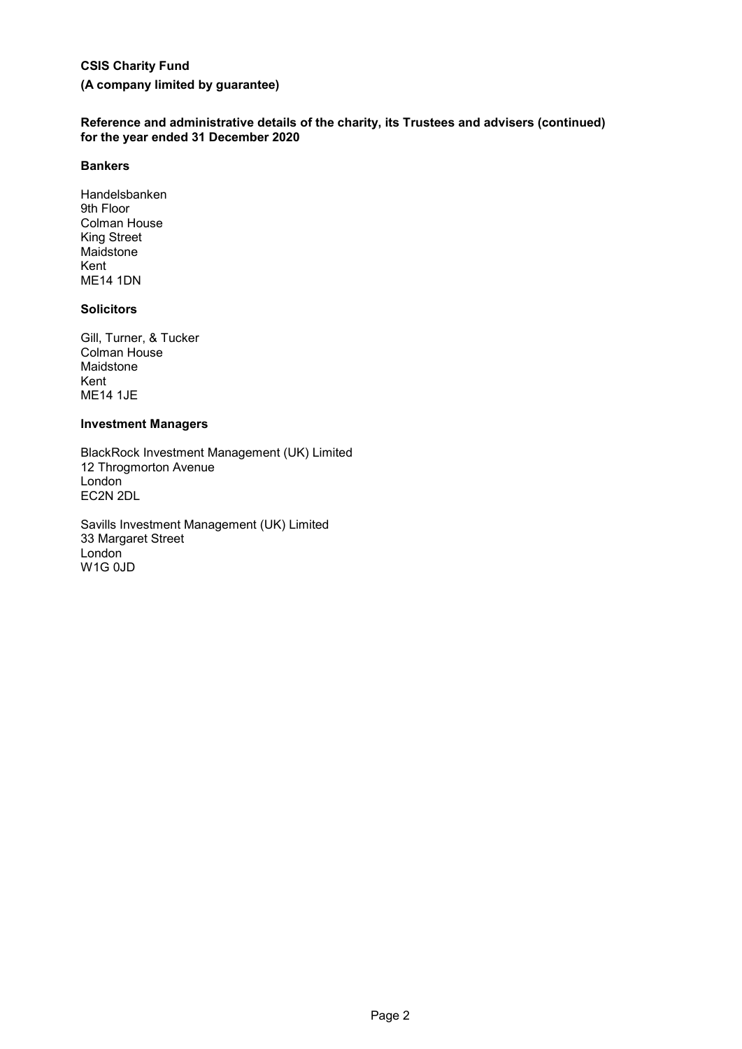**CSIS Charity Fund**

**(A company limited by guarantee)**

**Reference and administrative details of the charity, its Trustees and advisers (continued) for the year ended 31 December 2020**

**Bankers**

Handelsbanken
9th Floor
Colman House
King Street
Maidstone
Kent
ME14 1DN

**Solicitors**

Gill, Turner, & Tucker
Colman House
Maidstone
Kent
ME14 1JE

**Investment Managers**

BlackRock Investment Management (UK) Limited
12 Throgmorton Avenue
London
EC2N 2DL

Savills Investment Management (UK) Limited
33 Margaret Street
London
W1G 0JD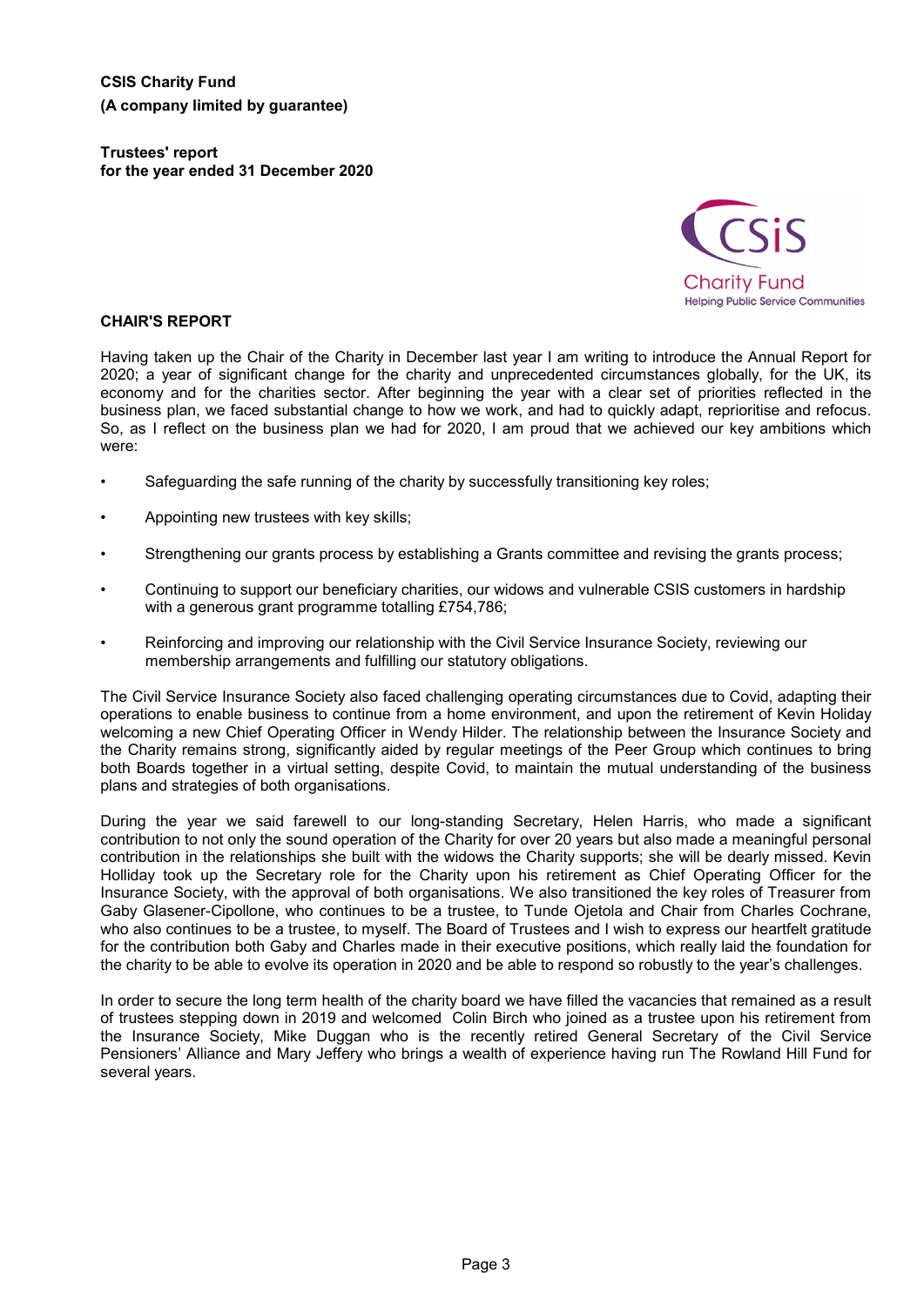**CSIS Charity Fund**
**(A company limited by guarantee)**

**Trustees' report**
**for the year ended 31 December 2020**

## CHAIR'S REPORT

Having taken up the Chair of the Charity in December last year I am writing to introduce the Annual Report for 2020; a year of significant change for the charity and unprecedented circumstances globally, for the UK, its economy and for the charities sector. After beginning the year with a clear set of priorities reflected in the business plan, we faced substantial change to how we work, and had to quickly adapt, reprioritise and refocus. So, as I reflect on the business plan we had for 2020, I am proud that we achieved our key ambitions which were:

- Safeguarding the safe running of the charity by successfully transitioning key roles;
- Appointing new trustees with key skills;
- Strengthening our grants process by establishing a Grants committee and revising the grants process;
- Continuing to support our beneficiary charities, our widows and vulnerable CSIS customers in hardship with a generous grant programme totalling £754,786;
- Reinforcing and improving our relationship with the Civil Service Insurance Society, reviewing our membership arrangements and fulfilling our statutory obligations.

The Civil Service Insurance Society also faced challenging operating circumstances due to Covid, adapting their operations to enable business to continue from a home environment, and upon the retirement of Kevin Holiday welcoming a new Chief Operating Officer in Wendy Hilder. The relationship between the Insurance Society and the Charity remains strong, significantly aided by regular meetings of the Peer Group which continues to bring both Boards together in a virtual setting, despite Covid, to maintain the mutual understanding of the business plans and strategies of both organisations.

During the year we said farewell to our long-standing Secretary, Helen Harris, who made a significant contribution to not only the sound operation of the Charity for over 20 years but also made a meaningful personal contribution in the relationships she built with the widows the Charity supports; she will be dearly missed. Kevin Holliday took up the Secretary role for the Charity upon his retirement as Chief Operating Officer for the Insurance Society, with the approval of both organisations. We also transitioned the key roles of Treasurer from Gaby Glasener-Cipollone, who continues to be a trustee, to Tunde Ojetola and Chair from Charles Cochrane, who also continues to be a trustee, to myself. The Board of Trustees and I wish to express our heartfelt gratitude for the contribution both Gaby and Charles made in their executive positions, which really laid the foundation for the charity to be able to evolve its operation in 2020 and be able to respond so robustly to the year's challenges.

In order to secure the long term health of the charity board we have filled the vacancies that remained as a result of trustees stepping down in 2019 and welcomed Colin Birch who joined as a trustee upon his retirement from the Insurance Society, Mike Duggan who is the recently retired General Secretary of the Civil Service Pensioners' Alliance and Mary Jeffery who brings a wealth of experience having run The Rowland Hill Fund for several years.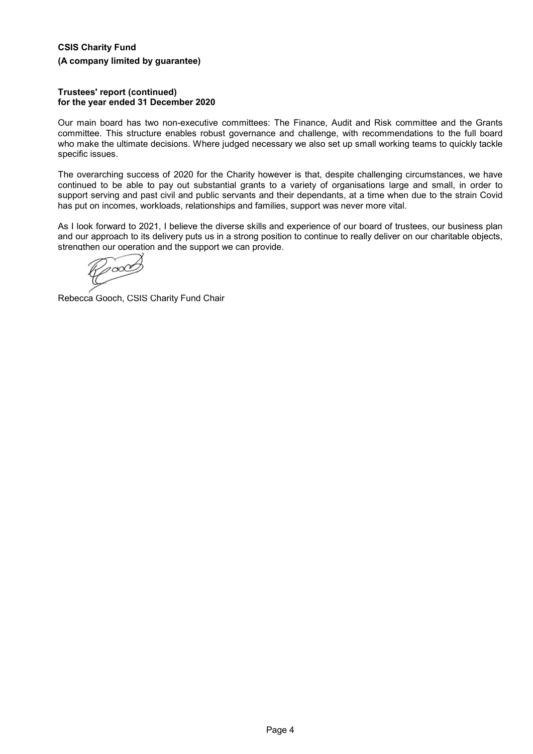**CSIS Charity Fund**

**(A company limited by guarantee)**

**Trustees' report (continued)**
**for the year ended 31 December 2020**

Our main board has two non-executive committees: The Finance, Audit and Risk committee and the Grants committee. This structure enables robust governance and challenge, with recommendations to the full board who make the ultimate decisions. Where judged necessary we also set up small working teams to quickly tackle specific issues.

The overarching success of 2020 for the Charity however is that, despite challenging circumstances, we have continued to be able to pay out substantial grants to a variety of organisations large and small, in order to support serving and past civil and public servants and their dependants, at a time when due to the strain Covid has put on incomes, workloads, relationships and families, support was never more vital.

As I look forward to 2021, I believe the diverse skills and experience of our board of trustees, our business plan and our approach to its delivery puts us in a strong position to continue to really deliver on our charitable objects, strengthen our operation and the support we can provide.

Rebecca Gooch, CSIS Charity Fund Chair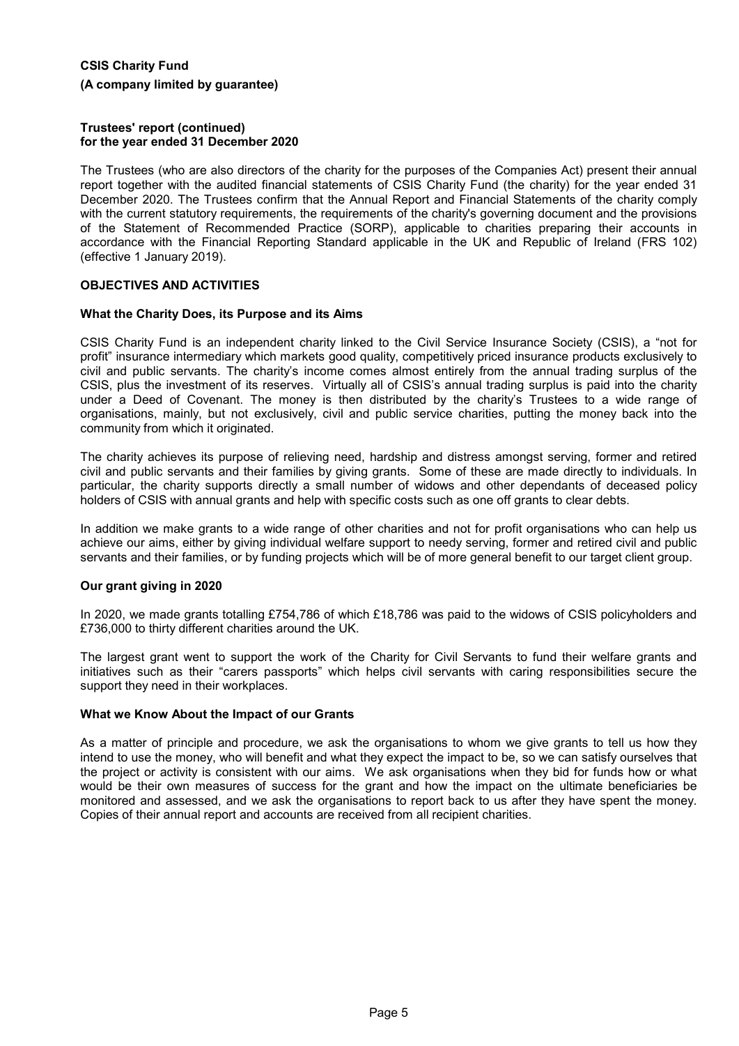**CSIS Charity Fund**

**(A company limited by guarantee)**

**Trustees' report (continued)**
**for the year ended 31 December 2020**

The Trustees (who are also directors of the charity for the purposes of the Companies Act) present their annual report together with the audited financial statements of CSIS Charity Fund (the charity) for the year ended 31 December 2020. The Trustees confirm that the Annual Report and Financial Statements of the charity comply with the current statutory requirements, the requirements of the charity's governing document and the provisions of the Statement of Recommended Practice (SORP), applicable to charities preparing their accounts in accordance with the Financial Reporting Standard applicable in the UK and Republic of Ireland (FRS 102) (effective 1 January 2019).

## OBJECTIVES AND ACTIVITIES

### What the Charity Does, its Purpose and its Aims

CSIS Charity Fund is an independent charity linked to the Civil Service Insurance Society (CSIS), a "not for profit" insurance intermediary which markets good quality, competitively priced insurance products exclusively to civil and public servants. The charity's income comes almost entirely from the annual trading surplus of the CSIS, plus the investment of its reserves. Virtually all of CSIS's annual trading surplus is paid into the charity under a Deed of Covenant. The money is then distributed by the charity's Trustees to a wide range of organisations, mainly, but not exclusively, civil and public service charities, putting the money back into the community from which it originated.

The charity achieves its purpose of relieving need, hardship and distress amongst serving, former and retired civil and public servants and their families by giving grants. Some of these are made directly to individuals. In particular, the charity supports directly a small number of widows and other dependants of deceased policy holders of CSIS with annual grants and help with specific costs such as one off grants to clear debts.

In addition we make grants to a wide range of other charities and not for profit organisations who can help us achieve our aims, either by giving individual welfare support to needy serving, former and retired civil and public servants and their families, or by funding projects which will be of more general benefit to our target client group.

### Our grant giving in 2020

In 2020, we made grants totalling £754,786 of which £18,786 was paid to the widows of CSIS policyholders and £736,000 to thirty different charities around the UK.

The largest grant went to support the work of the Charity for Civil Servants to fund their welfare grants and initiatives such as their "carers passports" which helps civil servants with caring responsibilities secure the support they need in their workplaces.

### What we Know About the Impact of our Grants

As a matter of principle and procedure, we ask the organisations to whom we give grants to tell us how they intend to use the money, who will benefit and what they expect the impact to be, so we can satisfy ourselves that the project or activity is consistent with our aims. We ask organisations when they bid for funds how or what would be their own measures of success for the grant and how the impact on the ultimate beneficiaries be monitored and assessed, and we ask the organisations to report back to us after they have spent the money. Copies of their annual report and accounts are received from all recipient charities.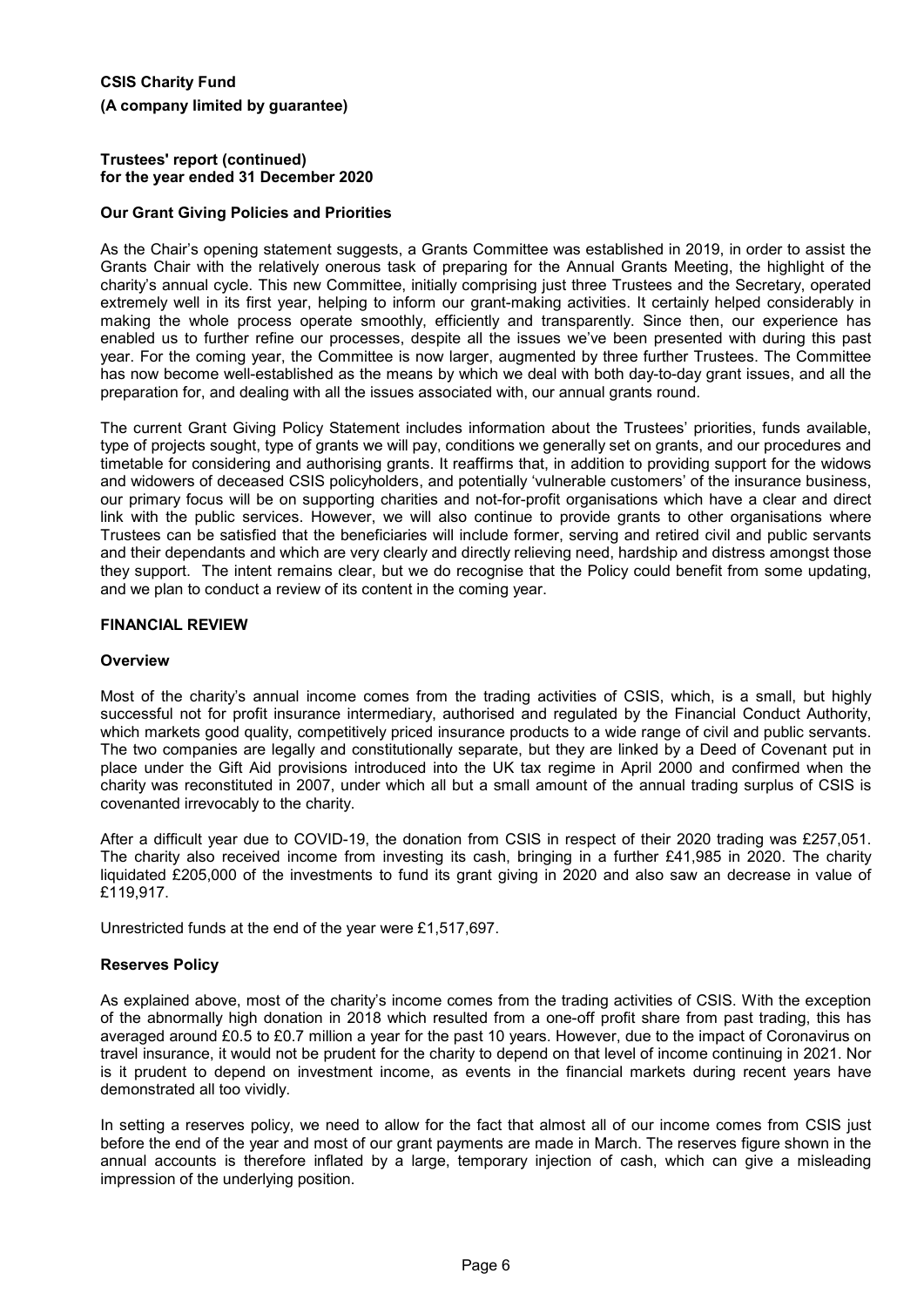**CSIS Charity Fund**
**(A company limited by guarantee)**

**Trustees' report (continued)**
**for the year ended 31 December 2020**

### Our Grant Giving Policies and Priorities

As the Chair's opening statement suggests, a Grants Committee was established in 2019, in order to assist the Grants Chair with the relatively onerous task of preparing for the Annual Grants Meeting, the highlight of the charity's annual cycle. This new Committee, initially comprising just three Trustees and the Secretary, operated extremely well in its first year, helping to inform our grant-making activities. It certainly helped considerably in making the whole process operate smoothly, efficiently and transparently. Since then, our experience has enabled us to further refine our processes, despite all the issues we've been presented with during this past year. For the coming year, the Committee is now larger, augmented by three further Trustees. The Committee has now become well-established as the means by which we deal with both day-to-day grant issues, and all the preparation for, and dealing with all the issues associated with, our annual grants round.

The current Grant Giving Policy Statement includes information about the Trustees' priorities, funds available, type of projects sought, type of grants we will pay, conditions we generally set on grants, and our procedures and timetable for considering and authorising grants. It reaffirms that, in addition to providing support for the widows and widowers of deceased CSIS policyholders, and potentially 'vulnerable customers' of the insurance business, our primary focus will be on supporting charities and not-for-profit organisations which have a clear and direct link with the public services. However, we will also continue to provide grants to other organisations where Trustees can be satisfied that the beneficiaries will include former, serving and retired civil and public servants and their dependants and which are very clearly and directly relieving need, hardship and distress amongst those they support. The intent remains clear, but we do recognise that the Policy could benefit from some updating, and we plan to conduct a review of its content in the coming year.

## FINANCIAL REVIEW

### Overview

Most of the charity's annual income comes from the trading activities of CSIS, which, is a small, but highly successful not for profit insurance intermediary, authorised and regulated by the Financial Conduct Authority, which markets good quality, competitively priced insurance products to a wide range of civil and public servants. The two companies are legally and constitutionally separate, but they are linked by a Deed of Covenant put in place under the Gift Aid provisions introduced into the UK tax regime in April 2000 and confirmed when the charity was reconstituted in 2007, under which all but a small amount of the annual trading surplus of CSIS is covenanted irrevocably to the charity.

After a difficult year due to COVID-19, the donation from CSIS in respect of their 2020 trading was £257,051. The charity also received income from investing its cash, bringing in a further £41,985 in 2020. The charity liquidated £205,000 of the investments to fund its grant giving in 2020 and also saw an decrease in value of £119,917.

Unrestricted funds at the end of the year were £1,517,697.

### Reserves Policy

As explained above, most of the charity's income comes from the trading activities of CSIS. With the exception of the abnormally high donation in 2018 which resulted from a one-off profit share from past trading, this has averaged around £0.5 to £0.7 million a year for the past 10 years. However, due to the impact of Coronavirus on travel insurance, it would not be prudent for the charity to depend on that level of income continuing in 2021. Nor is it prudent to depend on investment income, as events in the financial markets during recent years have demonstrated all too vividly.

In setting a reserves policy, we need to allow for the fact that almost all of our income comes from CSIS just before the end of the year and most of our grant payments are made in March. The reserves figure shown in the annual accounts is therefore inflated by a large, temporary injection of cash, which can give a misleading impression of the underlying position.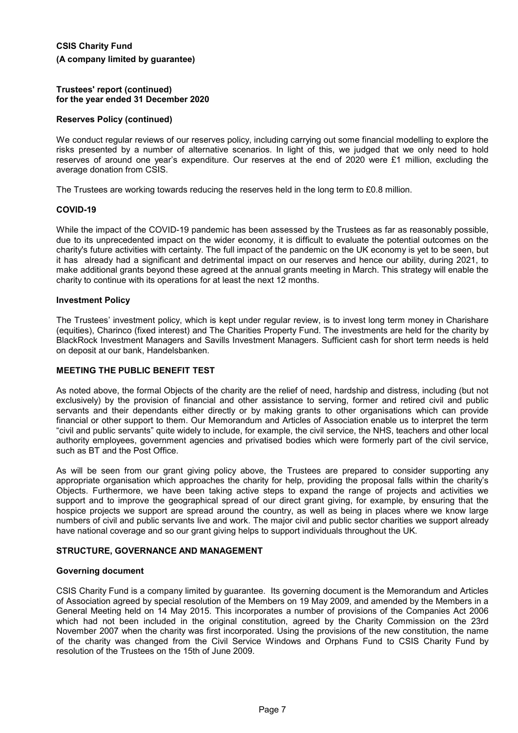**CSIS Charity Fund**

**(A company limited by guarantee)**

**Trustees' report (continued)**
**for the year ended 31 December 2020**

### Reserves Policy (continued)

We conduct regular reviews of our reserves policy, including carrying out some financial modelling to explore the risks presented by a number of alternative scenarios. In light of this, we judged that we only need to hold reserves of around one year's expenditure. Our reserves at the end of 2020 were £1 million, excluding the average donation from CSIS.

The Trustees are working towards reducing the reserves held in the long term to £0.8 million.

### COVID-19

While the impact of the COVID-19 pandemic has been assessed by the Trustees as far as reasonably possible, due to its unprecedented impact on the wider economy, it is difficult to evaluate the potential outcomes on the charity's future activities with certainty. The full impact of the pandemic on the UK economy is yet to be seen, but it has already had a significant and detrimental impact on our reserves and hence our ability, during 2021, to make additional grants beyond these agreed at the annual grants meeting in March. This strategy will enable the charity to continue with its operations for at least the next 12 months.

### Investment Policy

The Trustees' investment policy, which is kept under regular review, is to invest long term money in Charishare (equities), Charinco (fixed interest) and The Charities Property Fund. The investments are held for the charity by BlackRock Investment Managers and Savills Investment Managers. Sufficient cash for short term needs is held on deposit at our bank, Handelsbanken.

## MEETING THE PUBLIC BENEFIT TEST

As noted above, the formal Objects of the charity are the relief of need, hardship and distress, including (but not exclusively) by the provision of financial and other assistance to serving, former and retired civil and public servants and their dependants either directly or by making grants to other organisations which can provide financial or other support to them. Our Memorandum and Articles of Association enable us to interpret the term "civil and public servants" quite widely to include, for example, the civil service, the NHS, teachers and other local authority employees, government agencies and privatised bodies which were formerly part of the civil service, such as BT and the Post Office.

As will be seen from our grant giving policy above, the Trustees are prepared to consider supporting any appropriate organisation which approaches the charity for help, providing the proposal falls within the charity's Objects. Furthermore, we have been taking active steps to expand the range of projects and activities we support and to improve the geographical spread of our direct grant giving, for example, by ensuring that the hospice projects we support are spread around the country, as well as being in places where we know large numbers of civil and public servants live and work. The major civil and public sector charities we support already have national coverage and so our grant giving helps to support individuals throughout the UK.

## STRUCTURE, GOVERNANCE AND MANAGEMENT

### Governing document

CSIS Charity Fund is a company limited by guarantee. Its governing document is the Memorandum and Articles of Association agreed by special resolution of the Members on 19 May 2009, and amended by the Members in a General Meeting held on 14 May 2015. This incorporates a number of provisions of the Companies Act 2006 which had not been included in the original constitution, agreed by the Charity Commission on the 23rd November 2007 when the charity was first incorporated. Using the provisions of the new constitution, the name of the charity was changed from the Civil Service Windows and Orphans Fund to CSIS Charity Fund by resolution of the Trustees on the 15th of June 2009.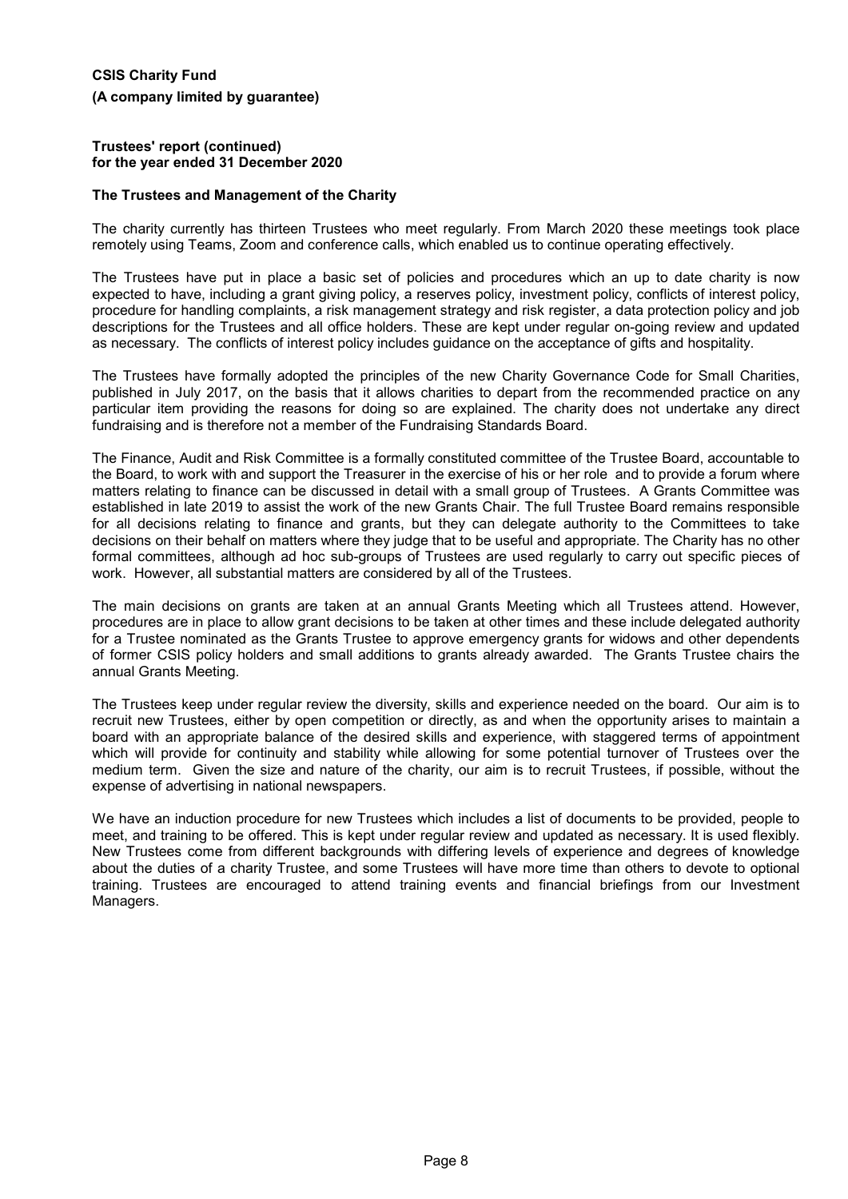**CSIS Charity Fund**
**(A company limited by guarantee)**

**Trustees' report (continued)**
**for the year ended 31 December 2020**

### The Trustees and Management of the Charity

The charity currently has thirteen Trustees who meet regularly. From March 2020 these meetings took place remotely using Teams, Zoom and conference calls, which enabled us to continue operating effectively.

The Trustees have put in place a basic set of policies and procedures which an up to date charity is now expected to have, including a grant giving policy, a reserves policy, investment policy, conflicts of interest policy, procedure for handling complaints, a risk management strategy and risk register, a data protection policy and job descriptions for the Trustees and all office holders. These are kept under regular on-going review and updated as necessary. The conflicts of interest policy includes guidance on the acceptance of gifts and hospitality.

The Trustees have formally adopted the principles of the new Charity Governance Code for Small Charities, published in July 2017, on the basis that it allows charities to depart from the recommended practice on any particular item providing the reasons for doing so are explained. The charity does not undertake any direct fundraising and is therefore not a member of the Fundraising Standards Board.

The Finance, Audit and Risk Committee is a formally constituted committee of the Trustee Board, accountable to the Board, to work with and support the Treasurer in the exercise of his or her role and to provide a forum where matters relating to finance can be discussed in detail with a small group of Trustees. A Grants Committee was established in late 2019 to assist the work of the new Grants Chair. The full Trustee Board remains responsible for all decisions relating to finance and grants, but they can delegate authority to the Committees to take decisions on their behalf on matters where they judge that to be useful and appropriate. The Charity has no other formal committees, although ad hoc sub-groups of Trustees are used regularly to carry out specific pieces of work. However, all substantial matters are considered by all of the Trustees.

The main decisions on grants are taken at an annual Grants Meeting which all Trustees attend. However, procedures are in place to allow grant decisions to be taken at other times and these include delegated authority for a Trustee nominated as the Grants Trustee to approve emergency grants for widows and other dependents of former CSIS policy holders and small additions to grants already awarded. The Grants Trustee chairs the annual Grants Meeting.

The Trustees keep under regular review the diversity, skills and experience needed on the board. Our aim is to recruit new Trustees, either by open competition or directly, as and when the opportunity arises to maintain a board with an appropriate balance of the desired skills and experience, with staggered terms of appointment which will provide for continuity and stability while allowing for some potential turnover of Trustees over the medium term. Given the size and nature of the charity, our aim is to recruit Trustees, if possible, without the expense of advertising in national newspapers.

We have an induction procedure for new Trustees which includes a list of documents to be provided, people to meet, and training to be offered. This is kept under regular review and updated as necessary. It is used flexibly. New Trustees come from different backgrounds with differing levels of experience and degrees of knowledge about the duties of a charity Trustee, and some Trustees will have more time than others to devote to optional training. Trustees are encouraged to attend training events and financial briefings from our Investment Managers.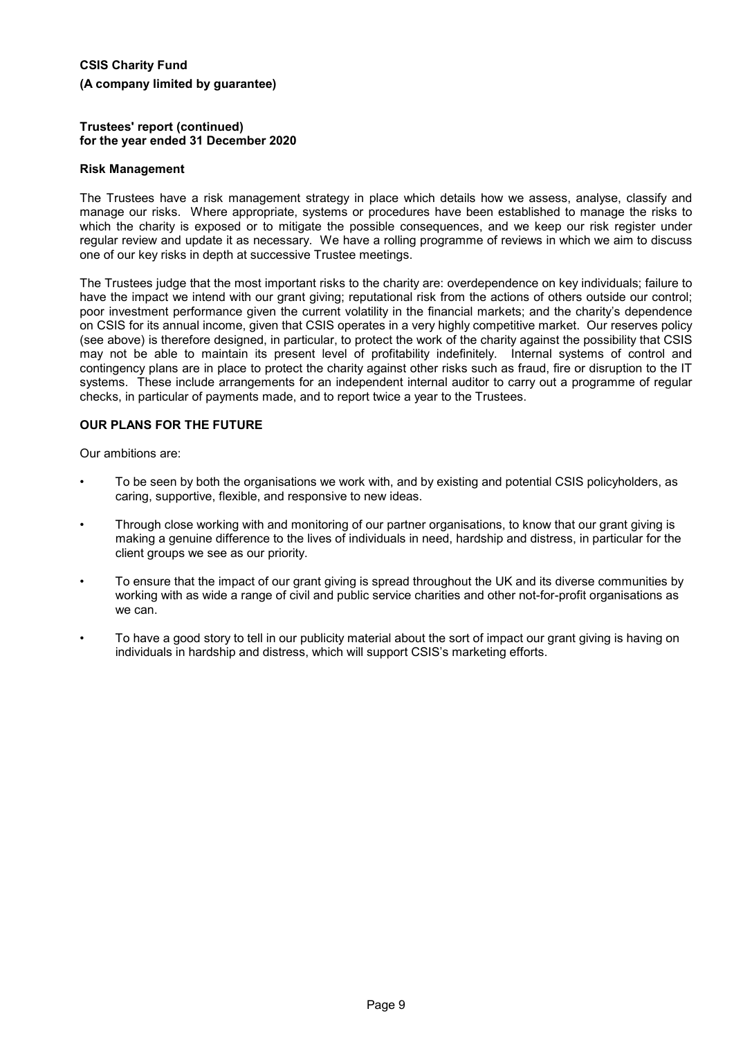**CSIS Charity Fund**

**(A company limited by guarantee)**

**Trustees' report (continued)**
**for the year ended 31 December 2020**

### Risk Management

The Trustees have a risk management strategy in place which details how we assess, analyse, classify and manage our risks. Where appropriate, systems or procedures have been established to manage the risks to which the charity is exposed or to mitigate the possible consequences, and we keep our risk register under regular review and update it as necessary. We have a rolling programme of reviews in which we aim to discuss one of our key risks in depth at successive Trustee meetings.

The Trustees judge that the most important risks to the charity are: overdependence on key individuals; failure to have the impact we intend with our grant giving; reputational risk from the actions of others outside our control; poor investment performance given the current volatility in the financial markets; and the charity's dependence on CSIS for its annual income, given that CSIS operates in a very highly competitive market. Our reserves policy (see above) is therefore designed, in particular, to protect the work of the charity against the possibility that CSIS may not be able to maintain its present level of profitability indefinitely. Internal systems of control and contingency plans are in place to protect the charity against other risks such as fraud, fire or disruption to the IT systems. These include arrangements for an independent internal auditor to carry out a programme of regular checks, in particular of payments made, and to report twice a year to the Trustees.

## OUR PLANS FOR THE FUTURE

Our ambitions are:

- To be seen by both the organisations we work with, and by existing and potential CSIS policyholders, as caring, supportive, flexible, and responsive to new ideas.
- Through close working with and monitoring of our partner organisations, to know that our grant giving is making a genuine difference to the lives of individuals in need, hardship and distress, in particular for the client groups we see as our priority.
- To ensure that the impact of our grant giving is spread throughout the UK and its diverse communities by working with as wide a range of civil and public service charities and other not-for-profit organisations as we can.
- To have a good story to tell in our publicity material about the sort of impact our grant giving is having on individuals in hardship and distress, which will support CSIS's marketing efforts.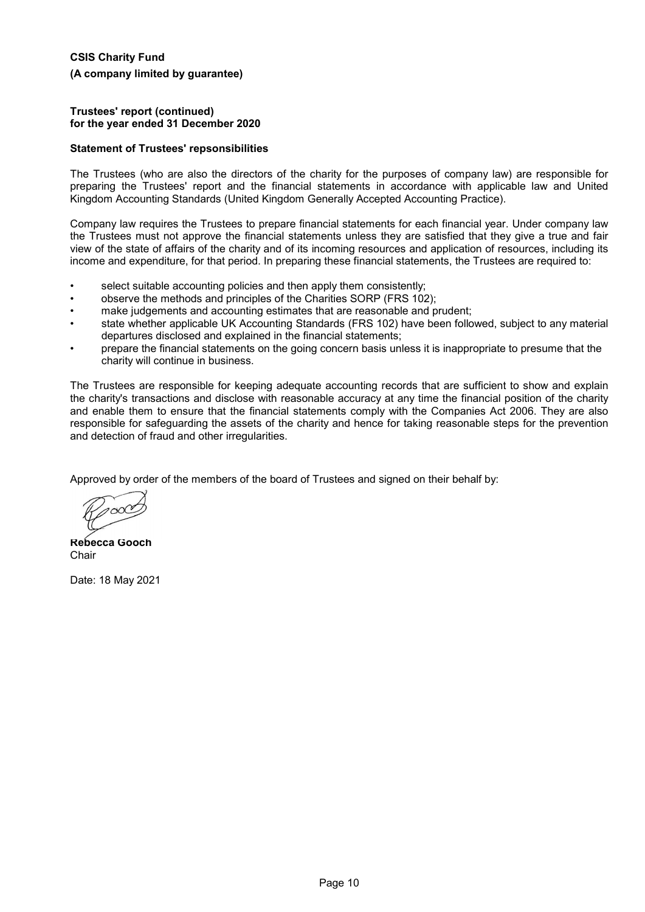**CSIS Charity Fund**

**(A company limited by guarantee)**

**Trustees' report (continued)**
**for the year ended 31 December 2020**

**Statement of Trustees' repsonsibilities**

The Trustees (who are also the directors of the charity for the purposes of company law) are responsible for preparing the Trustees' report and the financial statements in accordance with applicable law and United Kingdom Accounting Standards (United Kingdom Generally Accepted Accounting Practice).

Company law requires the Trustees to prepare financial statements for each financial year. Under company law the Trustees must not approve the financial statements unless they are satisfied that they give a true and fair view of the state of affairs of the charity and of its incoming resources and application of resources, including its income and expenditure, for that period. In preparing these financial statements, the Trustees are required to:

- select suitable accounting policies and then apply them consistently;
- observe the methods and principles of the Charities SORP (FRS 102);
- make judgements and accounting estimates that are reasonable and prudent;
- state whether applicable UK Accounting Standards (FRS 102) have been followed, subject to any material departures disclosed and explained in the financial statements;
- prepare the financial statements on the going concern basis unless it is inappropriate to presume that the charity will continue in business.

The Trustees are responsible for keeping adequate accounting records that are sufficient to show and explain the charity's transactions and disclose with reasonable accuracy at any time the financial position of the charity and enable them to ensure that the financial statements comply with the Companies Act 2006. They are also responsible for safeguarding the assets of the charity and hence for taking reasonable steps for the prevention and detection of fraud and other irregularities.

Approved by order of the members of the board of Trustees and signed on their behalf by:

**Rebecca Gooch**
Chair

Date: 18 May 2021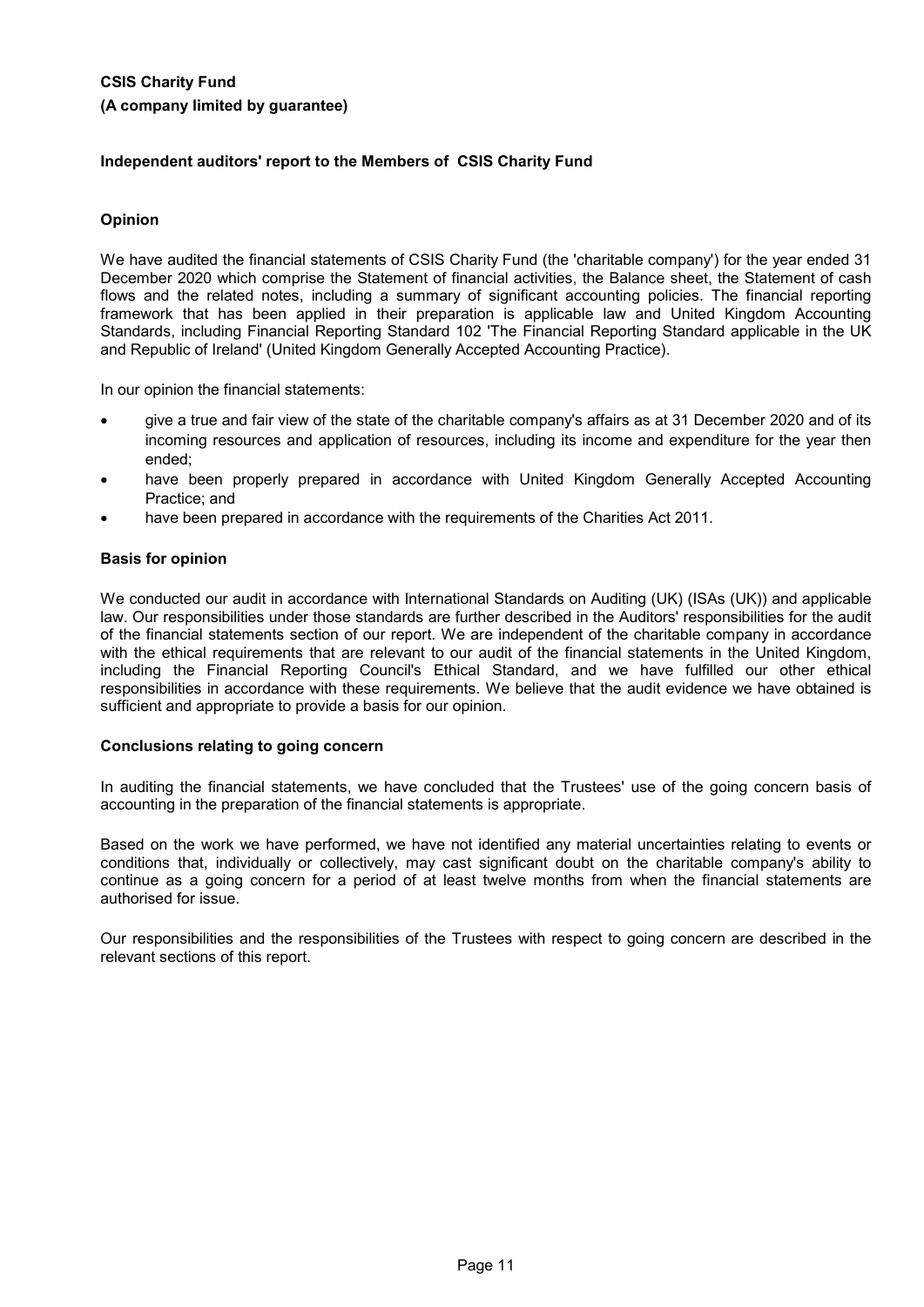**CSIS Charity Fund**

**(A company limited by guarantee)**

## Independent auditors' report to the Members of CSIS Charity Fund

### Opinion

We have audited the financial statements of CSIS Charity Fund (the 'charitable company') for the year ended 31 December 2020 which comprise the Statement of financial activities, the Balance sheet, the Statement of cash flows and the related notes, including a summary of significant accounting policies. The financial reporting framework that has been applied in their preparation is applicable law and United Kingdom Accounting Standards, including Financial Reporting Standard 102 'The Financial Reporting Standard applicable in the UK and Republic of Ireland' (United Kingdom Generally Accepted Accounting Practice).

In our opinion the financial statements:

- give a true and fair view of the state of the charitable company's affairs as at 31 December 2020 and of its incoming resources and application of resources, including its income and expenditure for the year then ended;
- have been properly prepared in accordance with United Kingdom Generally Accepted Accounting Practice; and
- have been prepared in accordance with the requirements of the Charities Act 2011.

### Basis for opinion

We conducted our audit in accordance with International Standards on Auditing (UK) (ISAs (UK)) and applicable law. Our responsibilities under those standards are further described in the Auditors' responsibilities for the audit of the financial statements section of our report. We are independent of the charitable company in accordance with the ethical requirements that are relevant to our audit of the financial statements in the United Kingdom, including the Financial Reporting Council's Ethical Standard, and we have fulfilled our other ethical responsibilities in accordance with these requirements. We believe that the audit evidence we have obtained is sufficient and appropriate to provide a basis for our opinion.

### Conclusions relating to going concern

In auditing the financial statements, we have concluded that the Trustees' use of the going concern basis of accounting in the preparation of the financial statements is appropriate.

Based on the work we have performed, we have not identified any material uncertainties relating to events or conditions that, individually or collectively, may cast significant doubt on the charitable company's ability to continue as a going concern for a period of at least twelve months from when the financial statements are authorised for issue.

Our responsibilities and the responsibilities of the Trustees with respect to going concern are described in the relevant sections of this report.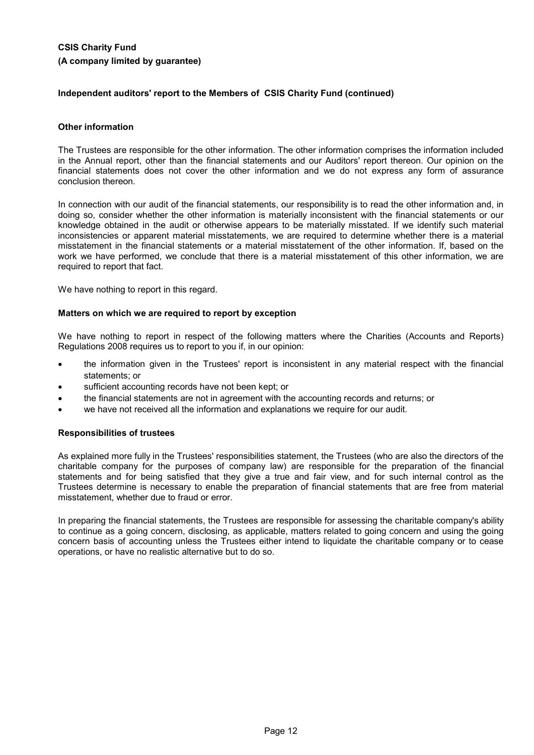**CSIS Charity Fund**
**(A company limited by guarantee)**

**Independent auditors' report to the Members of CSIS Charity Fund (continued)**

**Other information**

The Trustees are responsible for the other information. The other information comprises the information included in the Annual report, other than the financial statements and our Auditors' report thereon. Our opinion on the financial statements does not cover the other information and we do not express any form of assurance conclusion thereon.

In connection with our audit of the financial statements, our responsibility is to read the other information and, in doing so, consider whether the other information is materially inconsistent with the financial statements or our knowledge obtained in the audit or otherwise appears to be materially misstated. If we identify such material inconsistencies or apparent material misstatements, we are required to determine whether there is a material misstatement in the financial statements or a material misstatement of the other information. If, based on the work we have performed, we conclude that there is a material misstatement of this other information, we are required to report that fact.

We have nothing to report in this regard.

**Matters on which we are required to report by exception**

We have nothing to report in respect of the following matters where the Charities (Accounts and Reports) Regulations 2008 requires us to report to you if, in our opinion:

- the information given in the Trustees' report is inconsistent in any material respect with the financial statements; or
- sufficient accounting records have not been kept; or
- the financial statements are not in agreement with the accounting records and returns; or
- we have not received all the information and explanations we require for our audit.

**Responsibilities of trustees**

As explained more fully in the Trustees' responsibilities statement, the Trustees (who are also the directors of the charitable company for the purposes of company law) are responsible for the preparation of the financial statements and for being satisfied that they give a true and fair view, and for such internal control as the Trustees determine is necessary to enable the preparation of financial statements that are free from material misstatement, whether due to fraud or error.

In preparing the financial statements, the Trustees are responsible for assessing the charitable company's ability to continue as a going concern, disclosing, as applicable, matters related to going concern and using the going concern basis of accounting unless the Trustees either intend to liquidate the charitable company or to cease operations, or have no realistic alternative but to do so.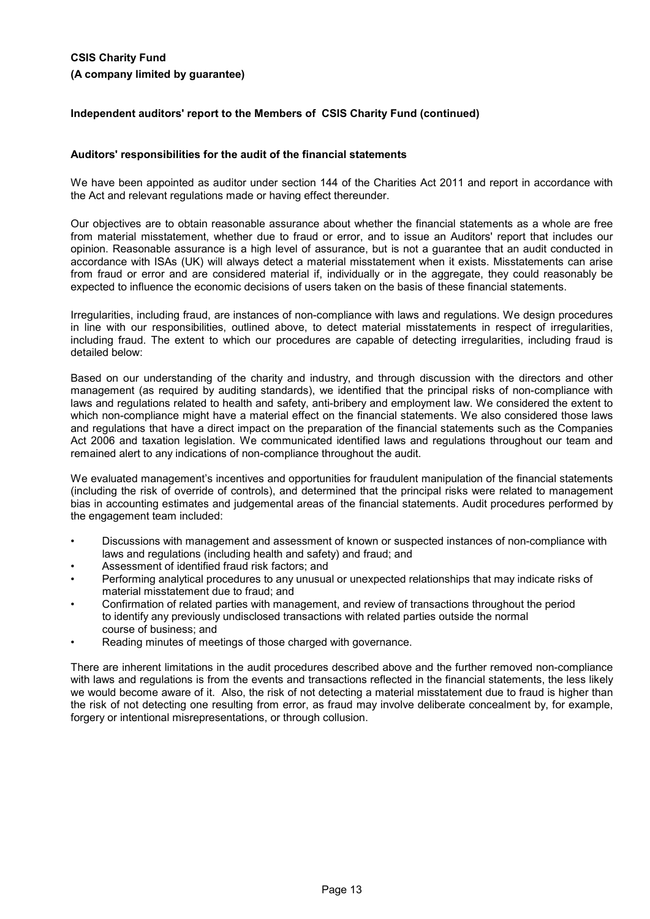**CSIS Charity Fund**

**(A company limited by guarantee)**

**Independent auditors' report to the Members of CSIS Charity Fund (continued)**

**Auditors' responsibilities for the audit of the financial statements**

We have been appointed as auditor under section 144 of the Charities Act 2011 and report in accordance with the Act and relevant regulations made or having effect thereunder.

Our objectives are to obtain reasonable assurance about whether the financial statements as a whole are free from material misstatement, whether due to fraud or error, and to issue an Auditors' report that includes our opinion. Reasonable assurance is a high level of assurance, but is not a guarantee that an audit conducted in accordance with ISAs (UK) will always detect a material misstatement when it exists. Misstatements can arise from fraud or error and are considered material if, individually or in the aggregate, they could reasonably be expected to influence the economic decisions of users taken on the basis of these financial statements.

Irregularities, including fraud, are instances of non-compliance with laws and regulations. We design procedures in line with our responsibilities, outlined above, to detect material misstatements in respect of irregularities, including fraud. The extent to which our procedures are capable of detecting irregularities, including fraud is detailed below:

Based on our understanding of the charity and industry, and through discussion with the directors and other management (as required by auditing standards), we identified that the principal risks of non-compliance with laws and regulations related to health and safety, anti-bribery and employment law. We considered the extent to which non-compliance might have a material effect on the financial statements. We also considered those laws and regulations that have a direct impact on the preparation of the financial statements such as the Companies Act 2006 and taxation legislation. We communicated identified laws and regulations throughout our team and remained alert to any indications of non-compliance throughout the audit.

We evaluated management's incentives and opportunities for fraudulent manipulation of the financial statements (including the risk of override of controls), and determined that the principal risks were related to management bias in accounting estimates and judgemental areas of the financial statements. Audit procedures performed by the engagement team included:

- Discussions with management and assessment of known or suspected instances of non-compliance with laws and regulations (including health and safety) and fraud; and
- Assessment of identified fraud risk factors; and
- Performing analytical procedures to any unusual or unexpected relationships that may indicate risks of material misstatement due to fraud; and
- Confirmation of related parties with management, and review of transactions throughout the period to identify any previously undisclosed transactions with related parties outside the normal course of business; and
- Reading minutes of meetings of those charged with governance.

There are inherent limitations in the audit procedures described above and the further removed non-compliance with laws and regulations is from the events and transactions reflected in the financial statements, the less likely we would become aware of it. Also, the risk of not detecting a material misstatement due to fraud is higher than the risk of not detecting one resulting from error, as fraud may involve deliberate concealment by, for example, forgery or intentional misrepresentations, or through collusion.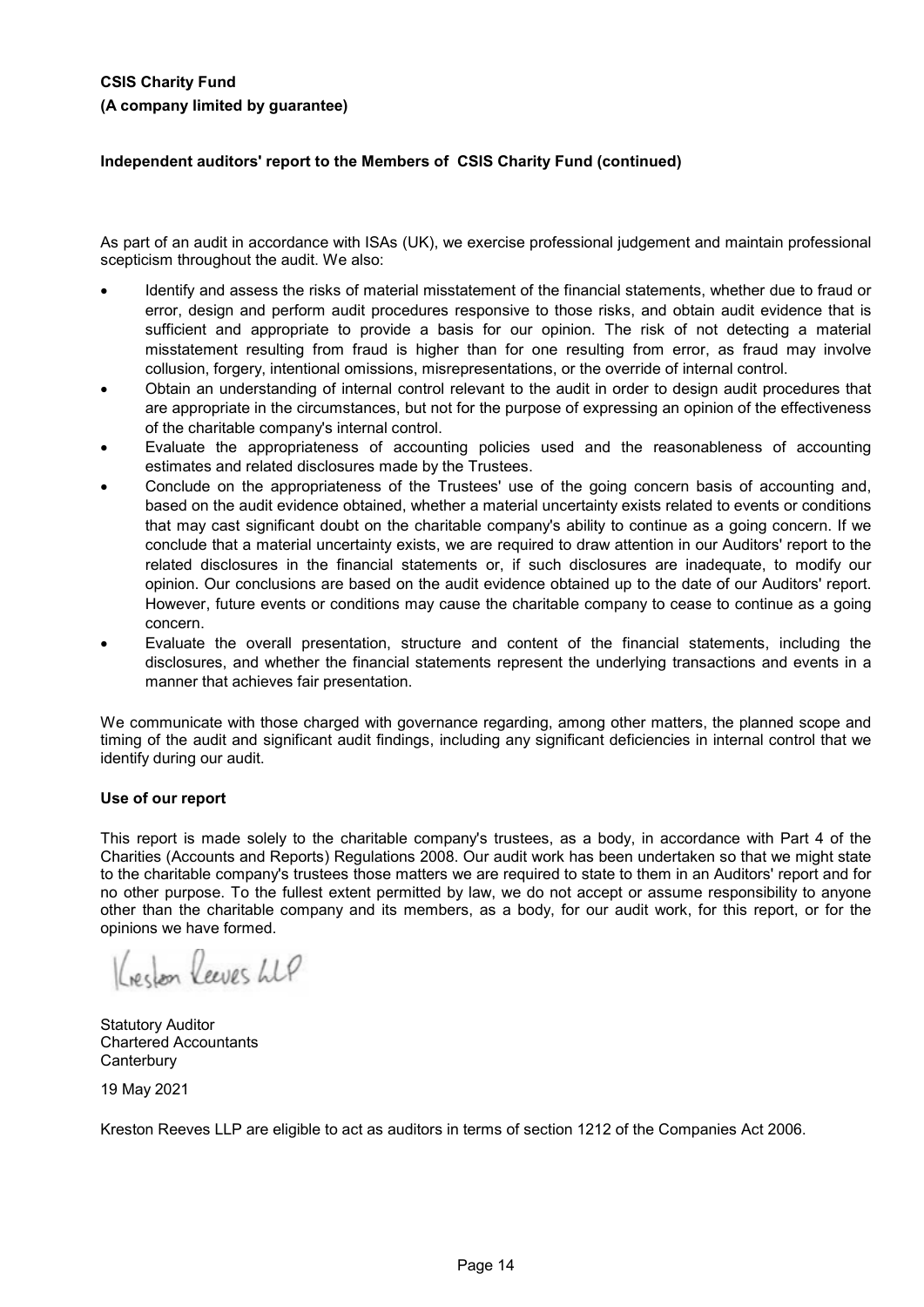**CSIS Charity Fund**
**(A company limited by guarantee)**

**Independent auditors' report to the Members of CSIS Charity Fund (continued)**

As part of an audit in accordance with ISAs (UK), we exercise professional judgement and maintain professional scepticism throughout the audit. We also:

- Identify and assess the risks of material misstatement of the financial statements, whether due to fraud or error, design and perform audit procedures responsive to those risks, and obtain audit evidence that is sufficient and appropriate to provide a basis for our opinion. The risk of not detecting a material misstatement resulting from fraud is higher than for one resulting from error, as fraud may involve collusion, forgery, intentional omissions, misrepresentations, or the override of internal control.
- Obtain an understanding of internal control relevant to the audit in order to design audit procedures that are appropriate in the circumstances, but not for the purpose of expressing an opinion of the effectiveness of the charitable company's internal control.
- Evaluate the appropriateness of accounting policies used and the reasonableness of accounting estimates and related disclosures made by the Trustees.
- Conclude on the appropriateness of the Trustees' use of the going concern basis of accounting and, based on the audit evidence obtained, whether a material uncertainty exists related to events or conditions that may cast significant doubt on the charitable company's ability to continue as a going concern. If we conclude that a material uncertainty exists, we are required to draw attention in our Auditors' report to the related disclosures in the financial statements or, if such disclosures are inadequate, to modify our opinion. Our conclusions are based on the audit evidence obtained up to the date of our Auditors' report. However, future events or conditions may cause the charitable company to cease to continue as a going concern.
- Evaluate the overall presentation, structure and content of the financial statements, including the disclosures, and whether the financial statements represent the underlying transactions and events in a manner that achieves fair presentation.

We communicate with those charged with governance regarding, among other matters, the planned scope and timing of the audit and significant audit findings, including any significant deficiencies in internal control that we identify during our audit.

**Use of our report**

This report is made solely to the charitable company's trustees, as a body, in accordance with Part 4 of the Charities (Accounts and Reports) Regulations 2008. Our audit work has been undertaken so that we might state to the charitable company's trustees those matters we are required to state to them in an Auditors' report and for no other purpose. To the fullest extent permitted by law, we do not accept or assume responsibility to anyone other than the charitable company and its members, as a body, for our audit work, for this report, or for the opinions we have formed.

Kreston Reeves LLP

Statutory Auditor
Chartered Accountants
Canterbury

19 May 2021

Kreston Reeves LLP are eligible to act as auditors in terms of section 1212 of the Companies Act 2006.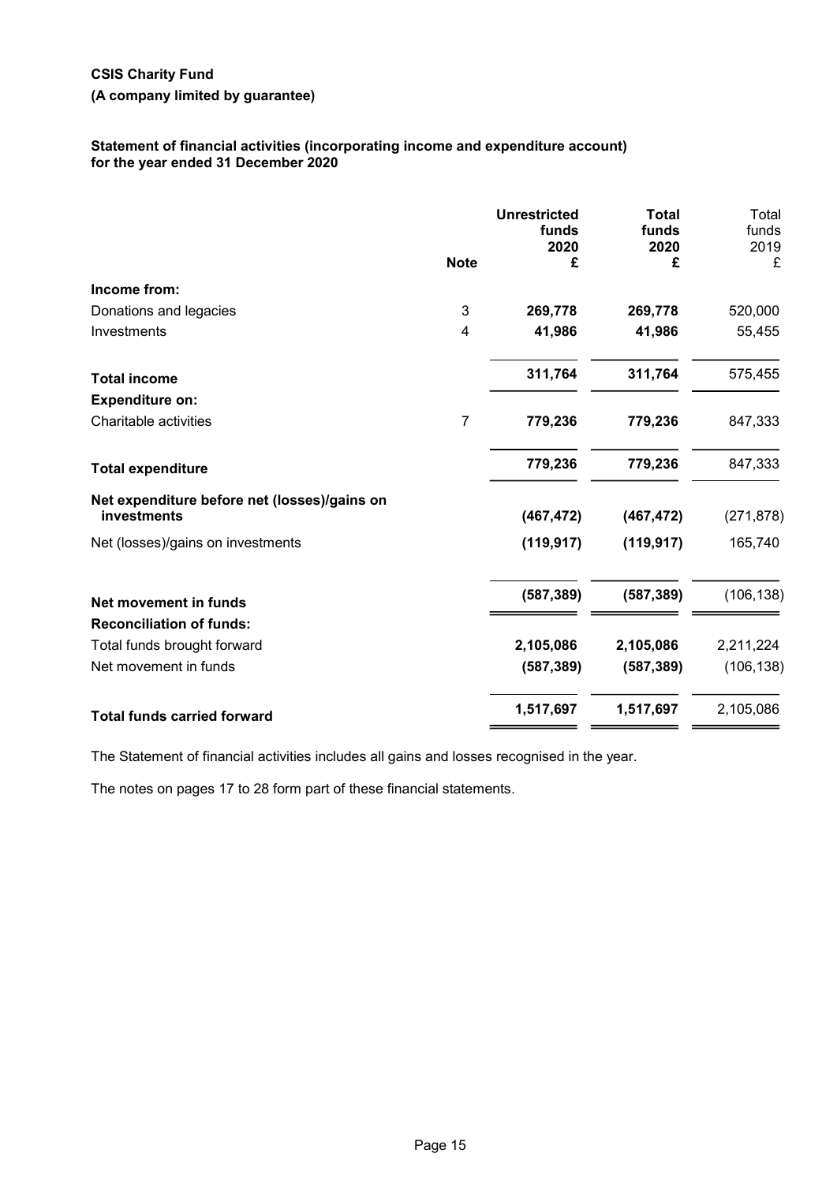**CSIS Charity Fund**

**(A company limited by guarantee)**

**Statement of financial activities (incorporating income and expenditure account) for the year ended 31 December 2020**

| | Note | Unrestricted funds 2020 £ | Total funds 2020 £ | Total funds 2019 £ |
|---|---|---|---|---|
| **Income from:** | | | | |
| Donations and legacies | 3 | **269,778** | **269,778** | 520,000 |
| Investments | 4 | **41,986** | **41,986** | 55,455 |
| **Total income** | | **311,764** | **311,764** | 575,455 |
| **Expenditure on:** | | | | |
| Charitable activities | 7 | **779,236** | **779,236** | 847,333 |
| **Total expenditure** | | **779,236** | **779,236** | 847,333 |
| **Net expenditure before net (losses)/gains on investments** | | **(467,472)** | **(467,472)** | (271,878) |
| Net (losses)/gains on investments | | **(119,917)** | **(119,917)** | 165,740 |
| **Net movement in funds** | | **(587,389)** | **(587,389)** | (106,138) |
| **Reconciliation of funds:** | | | | |
| Total funds brought forward | | **2,105,086** | **2,105,086** | 2,211,224 |
| Net movement in funds | | **(587,389)** | **(587,389)** | (106,138) |
| **Total funds carried forward** | | **1,517,697** | **1,517,697** | 2,105,086 |

The Statement of financial activities includes all gains and losses recognised in the year.

The notes on pages 17 to 28 form part of these financial statements.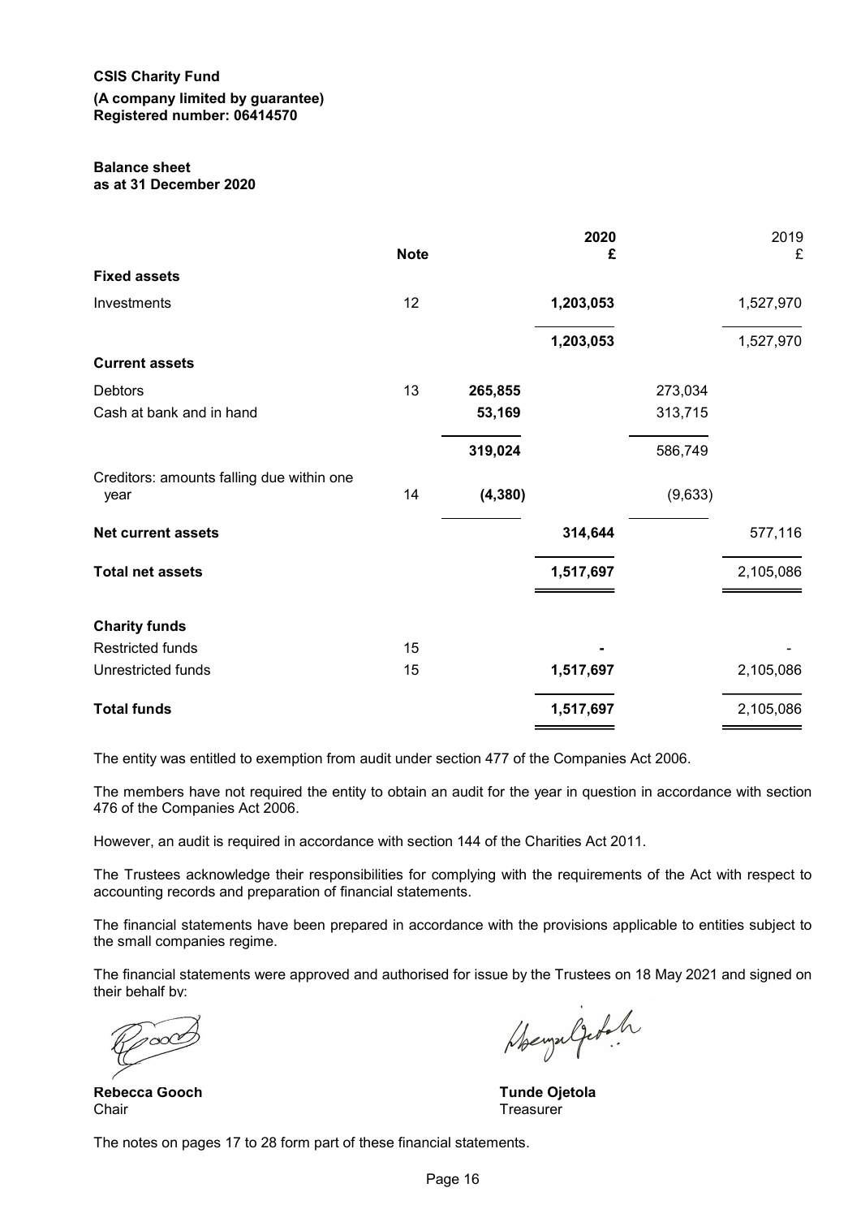**CSIS Charity Fund**

**(A company limited by guarantee)**
**Registered number: 06414570**

**Balance sheet**
**as at 31 December 2020**

| | Note | | 2020 £ | | 2019 £ |
|---|---|---|---|---|---|
| **Fixed assets** | | | | | |
| Investments | 12 | | **1,203,053** | | 1,527,970 |
| | | | **1,203,053** | | 1,527,970 |
| **Current assets** | | | | | |
| Debtors | 13 | **265,855** | | 273,034 | |
| Cash at bank and in hand | | **53,169** | | 313,715 | |
| | | **319,024** | | 586,749 | |
| Creditors: amounts falling due within one year | 14 | **(4,380)** | | (9,633) | |
| **Net current assets** | | | **314,644** | | 577,116 |
| **Total net assets** | | | **1,517,697** | | 2,105,086 |
| **Charity funds** | | | | | |
| Restricted funds | 15 | | **-** | | - |
| Unrestricted funds | 15 | | **1,517,697** | | 2,105,086 |
| **Total funds** | | | **1,517,697** | | 2,105,086 |

The entity was entitled to exemption from audit under section 477 of the Companies Act 2006.

The members have not required the entity to obtain an audit for the year in question in accordance with section 476 of the Companies Act 2006.

However, an audit is required in accordance with section 144 of the Charities Act 2011.

The Trustees acknowledge their responsibilities for complying with the requirements of the Act with respect to accounting records and preparation of financial statements.

The financial statements have been prepared in accordance with the provisions applicable to entities subject to the small companies regime.

The financial statements were approved and authorised for issue by the Trustees on 18 May 2021 and signed on their behalf by:

**Rebecca Gooch**
Chair

**Tunde Ojetola**
Treasurer

The notes on pages 17 to 28 form part of these financial statements.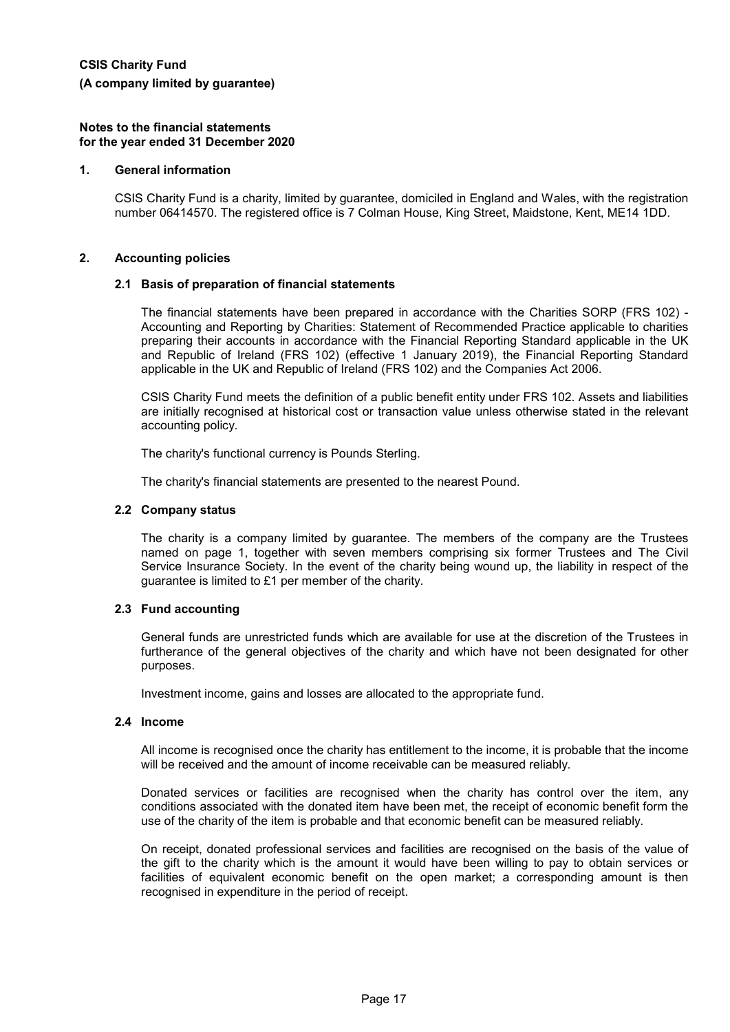**CSIS Charity Fund**

**(A company limited by guarantee)**

**Notes to the financial statements**
**for the year ended 31 December 2020**

## 1. General information

CSIS Charity Fund is a charity, limited by guarantee, domiciled in England and Wales, with the registration number 06414570. The registered office is 7 Colman House, King Street, Maidstone, Kent, ME14 1DD.

## 2. Accounting policies

### 2.1 Basis of preparation of financial statements

The financial statements have been prepared in accordance with the Charities SORP (FRS 102) - Accounting and Reporting by Charities: Statement of Recommended Practice applicable to charities preparing their accounts in accordance with the Financial Reporting Standard applicable in the UK and Republic of Ireland (FRS 102) (effective 1 January 2019), the Financial Reporting Standard applicable in the UK and Republic of Ireland (FRS 102) and the Companies Act 2006.

CSIS Charity Fund meets the definition of a public benefit entity under FRS 102. Assets and liabilities are initially recognised at historical cost or transaction value unless otherwise stated in the relevant accounting policy.

The charity's functional currency is Pounds Sterling.

The charity's financial statements are presented to the nearest Pound.

### 2.2 Company status

The charity is a company limited by guarantee. The members of the company are the Trustees named on page 1, together with seven members comprising six former Trustees and The Civil Service Insurance Society. In the event of the charity being wound up, the liability in respect of the guarantee is limited to £1 per member of the charity.

### 2.3 Fund accounting

General funds are unrestricted funds which are available for use at the discretion of the Trustees in furtherance of the general objectives of the charity and which have not been designated for other purposes.

Investment income, gains and losses are allocated to the appropriate fund.

### 2.4 Income

All income is recognised once the charity has entitlement to the income, it is probable that the income will be received and the amount of income receivable can be measured reliably.

Donated services or facilities are recognised when the charity has control over the item, any conditions associated with the donated item have been met, the receipt of economic benefit form the use of the charity of the item is probable and that economic benefit can be measured reliably.

On receipt, donated professional services and facilities are recognised on the basis of the value of the gift to the charity which is the amount it would have been willing to pay to obtain services or facilities of equivalent economic benefit on the open market; a corresponding amount is then recognised in expenditure in the period of receipt.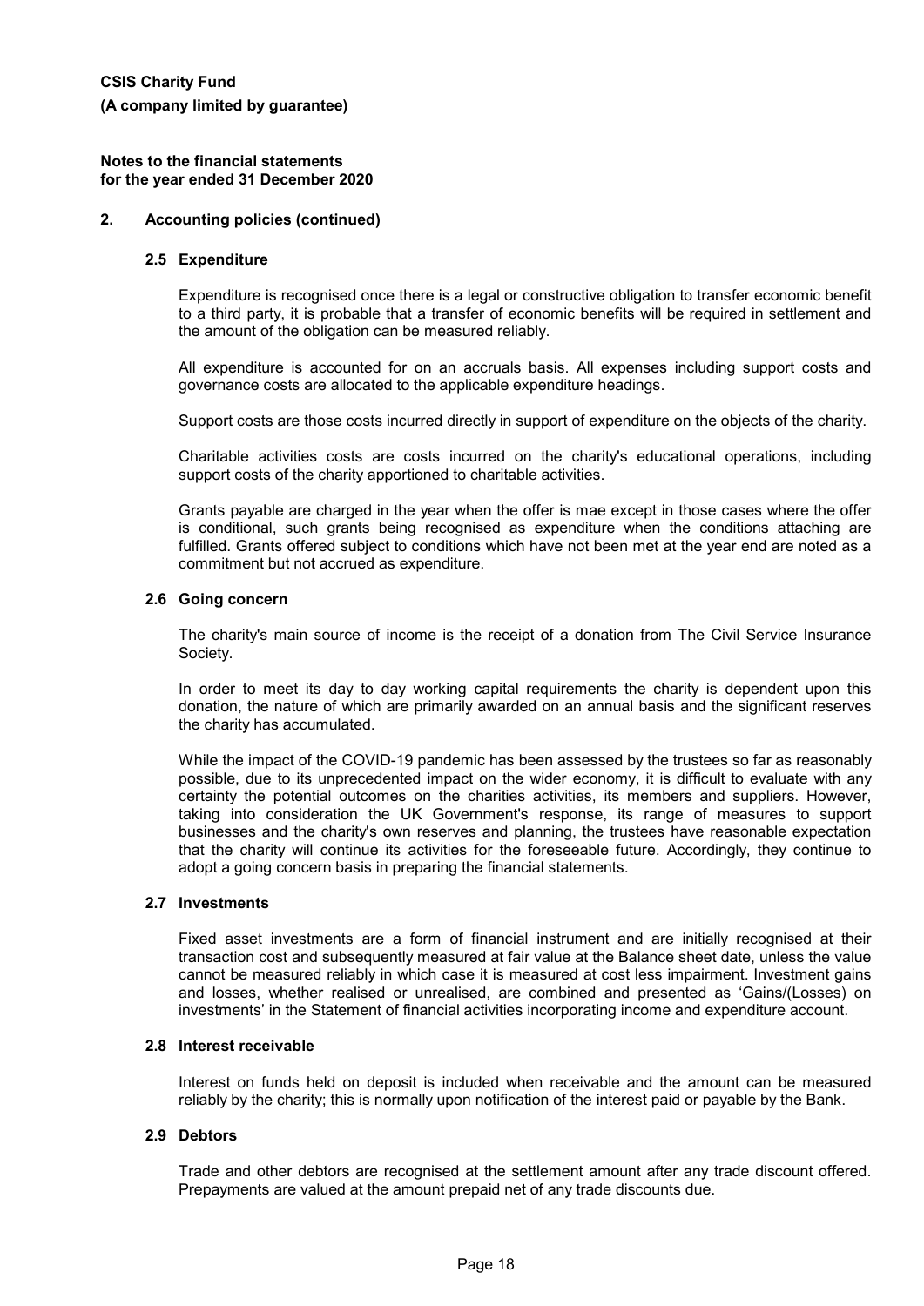## 2. Accounting policies (continued)

### 2.5 Expenditure

Expenditure is recognised once there is a legal or constructive obligation to transfer economic benefit to a third party, it is probable that a transfer of economic benefits will be required in settlement and the amount of the obligation can be measured reliably.

All expenditure is accounted for on an accruals basis. All expenses including support costs and governance costs are allocated to the applicable expenditure headings.

Support costs are those costs incurred directly in support of expenditure on the objects of the charity.

Charitable activities costs are costs incurred on the charity's educational operations, including support costs of the charity apportioned to charitable activities.

Grants payable are charged in the year when the offer is mae except in those cases where the offer is conditional, such grants being recognised as expenditure when the conditions attaching are fulfilled. Grants offered subject to conditions which have not been met at the year end are noted as a commitment but not accrued as expenditure.

### 2.6 Going concern

The charity's main source of income is the receipt of a donation from The Civil Service Insurance Society.

In order to meet its day to day working capital requirements the charity is dependent upon this donation, the nature of which are primarily awarded on an annual basis and the significant reserves the charity has accumulated.

While the impact of the COVID-19 pandemic has been assessed by the trustees so far as reasonably possible, due to its unprecedented impact on the wider economy, it is difficult to evaluate with any certainty the potential outcomes on the charities activities, its members and suppliers. However, taking into consideration the UK Government's response, its range of measures to support businesses and the charity's own reserves and planning, the trustees have reasonable expectation that the charity will continue its activities for the foreseeable future. Accordingly, they continue to adopt a going concern basis in preparing the financial statements.

### 2.7 Investments

Fixed asset investments are a form of financial instrument and are initially recognised at their transaction cost and subsequently measured at fair value at the Balance sheet date, unless the value cannot be measured reliably in which case it is measured at cost less impairment. Investment gains and losses, whether realised or unrealised, are combined and presented as 'Gains/(Losses) on investments' in the Statement of financial activities incorporating income and expenditure account.

### 2.8 Interest receivable

Interest on funds held on deposit is included when receivable and the amount can be measured reliably by the charity; this is normally upon notification of the interest paid or payable by the Bank.

### 2.9 Debtors

Trade and other debtors are recognised at the settlement amount after any trade discount offered. Prepayments are valued at the amount prepaid net of any trade discounts due.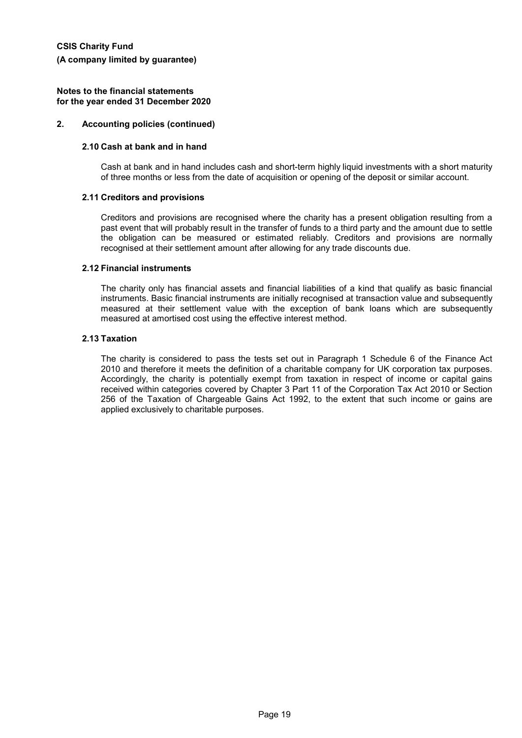**CSIS Charity Fund**

**(A company limited by guarantee)**

**Notes to the financial statements for the year ended 31 December 2020**

## 2. Accounting policies (continued)

### 2.10 Cash at bank and in hand

Cash at bank and in hand includes cash and short-term highly liquid investments with a short maturity of three months or less from the date of acquisition or opening of the deposit or similar account.

### 2.11 Creditors and provisions

Creditors and provisions are recognised where the charity has a present obligation resulting from a past event that will probably result in the transfer of funds to a third party and the amount due to settle the obligation can be measured or estimated reliably. Creditors and provisions are normally recognised at their settlement amount after allowing for any trade discounts due.

### 2.12 Financial instruments

The charity only has financial assets and financial liabilities of a kind that qualify as basic financial instruments. Basic financial instruments are initially recognised at transaction value and subsequently measured at their settlement value with the exception of bank loans which are subsequently measured at amortised cost using the effective interest method.

### 2.13 Taxation

The charity is considered to pass the tests set out in Paragraph 1 Schedule 6 of the Finance Act 2010 and therefore it meets the definition of a charitable company for UK corporation tax purposes. Accordingly, the charity is potentially exempt from taxation in respect of income or capital gains received within categories covered by Chapter 3 Part 11 of the Corporation Tax Act 2010 or Section 256 of the Taxation of Chargeable Gains Act 1992, to the extent that such income or gains are applied exclusively to charitable purposes.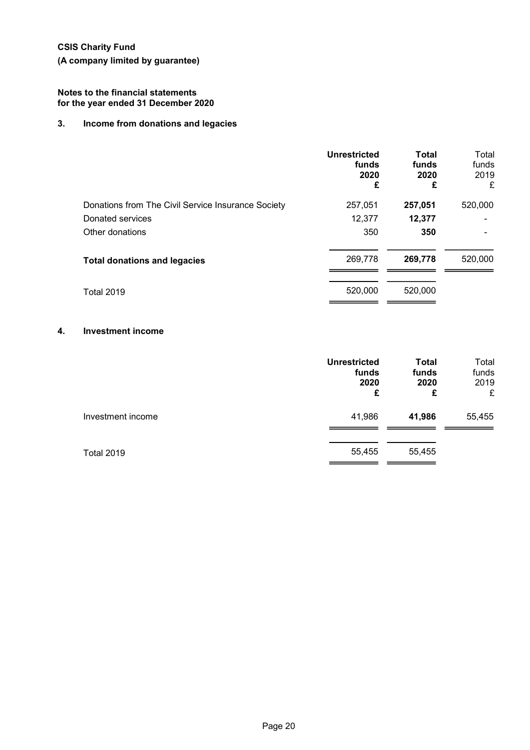**CSIS Charity Fund**

**(A company limited by guarantee)**

**Notes to the financial statements for the year ended 31 December 2020**

## 3. Income from donations and legacies

| | **Unrestricted funds 2020 £** | **Total funds 2020 £** | Total funds 2019 £ |
|---|---|---|---|
| Donations from The Civil Service Insurance Society | 257,051 | **257,051** | 520,000 |
| Donated services | 12,377 | **12,377** | - |
| Other donations | 350 | **350** | - |
| **Total donations and legacies** | 269,778 | **269,778** | 520,000 |
| Total 2019 | 520,000 | 520,000 | |

## 4. Investment income

| | **Unrestricted funds 2020 £** | **Total funds 2020 £** | Total funds 2019 £ |
|---|---|---|---|
| Investment income | 41,986 | **41,986** | 55,455 |
| Total 2019 | 55,455 | 55,455 | |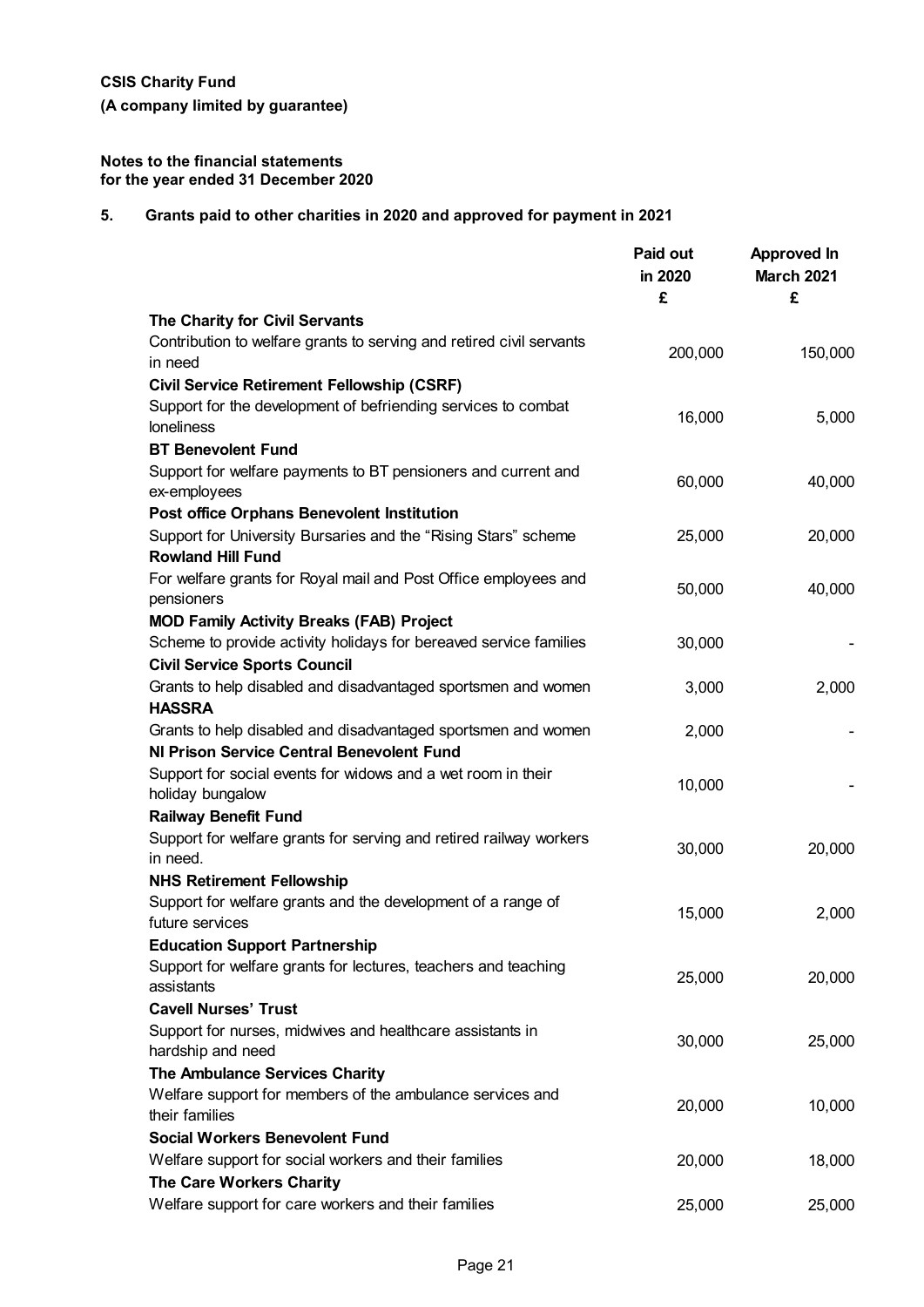**CSIS Charity Fund**

**(A company limited by guarantee)**

**Notes to the financial statements**
**for the year ended 31 December 2020**

## 5. Grants paid to other charities in 2020 and approved for payment in 2021

| | Paid out in 2020 £ | Approved In March 2021 £ |
|---|---|---|
| **The Charity for Civil Servants** | | |
| Contribution to welfare grants to serving and retired civil servants in need | 200,000 | 150,000 |
| **Civil Service Retirement Fellowship (CSRF)** | | |
| Support for the development of befriending services to combat loneliness | 16,000 | 5,000 |
| **BT Benevolent Fund** | | |
| Support for welfare payments to BT pensioners and current and ex-employees | 60,000 | 40,000 |
| **Post office Orphans Benevolent Institution** | | |
| Support for University Bursaries and the "Rising Stars" scheme | 25,000 | 20,000 |
| **Rowland Hill Fund** | | |
| For welfare grants for Royal mail and Post Office employees and pensioners | 50,000 | 40,000 |
| **MOD Family Activity Breaks (FAB) Project** | | |
| Scheme to provide activity holidays for bereaved service families | 30,000 | - |
| **Civil Service Sports Council** | | |
| Grants to help disabled and disadvantaged sportsmen and women | 3,000 | 2,000 |
| **HASSRA** | | |
| Grants to help disabled and disadvantaged sportsmen and women | 2,000 | - |
| **NI Prison Service Central Benevolent Fund** | | |
| Support for social events for widows and a wet room in their holiday bungalow | 10,000 | - |
| **Railway Benefit Fund** | | |
| Support for welfare grants for serving and retired railway workers in need. | 30,000 | 20,000 |
| **NHS Retirement Fellowship** | | |
| Support for welfare grants and the development of a range of future services | 15,000 | 2,000 |
| **Education Support Partnership** | | |
| Support for welfare grants for lectures, teachers and teaching assistants | 25,000 | 20,000 |
| **Cavell Nurses' Trust** | | |
| Support for nurses, midwives and healthcare assistants in hardship and need | 30,000 | 25,000 |
| **The Ambulance Services Charity** | | |
| Welfare support for members of the ambulance services and their families | 20,000 | 10,000 |
| **Social Workers Benevolent Fund** | | |
| Welfare support for social workers and their families | 20,000 | 18,000 |
| **The Care Workers Charity** | | |
| Welfare support for care workers and their families | 25,000 | 25,000 |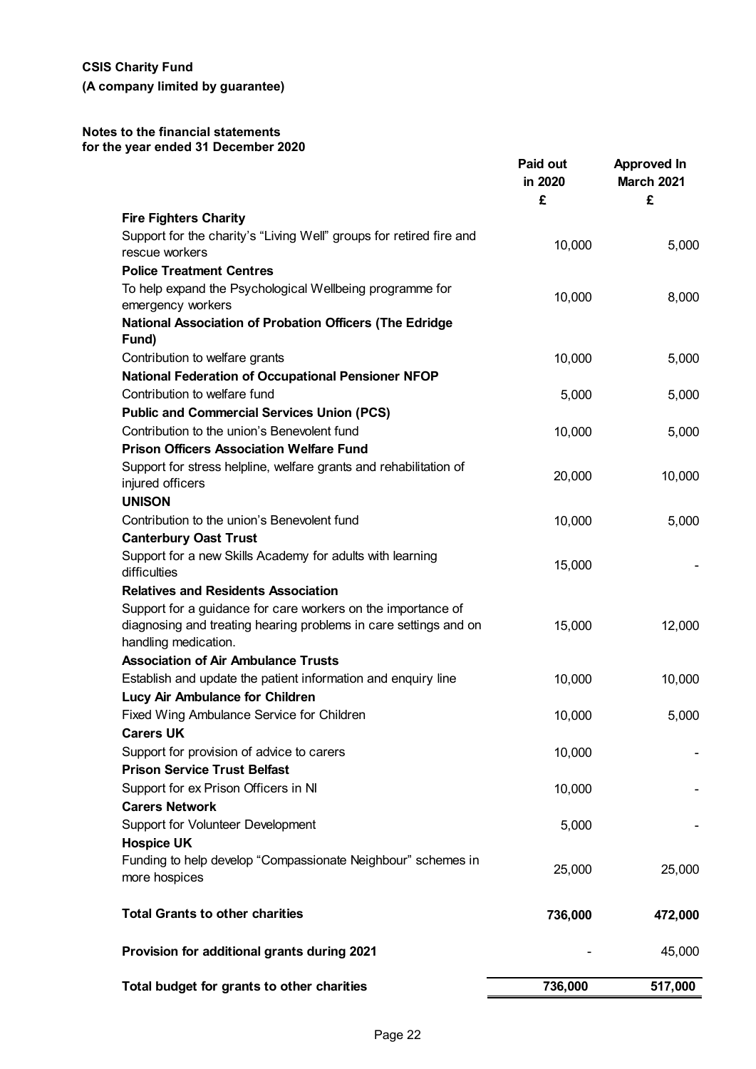**CSIS Charity Fund**

**(A company limited by guarantee)**

**Notes to the financial statements**
**for the year ended 31 December 2020**

| | Paid out in 2020 | Approved In March 2021 |
|---|---|---|
| | £ | £ |
| **Fire Fighters Charity** | | |
| Support for the charity's "Living Well" groups for retired fire and rescue workers | 10,000 | 5,000 |
| **Police Treatment Centres** | | |
| To help expand the Psychological Wellbeing programme for emergency workers | 10,000 | 8,000 |
| **National Association of Probation Officers (The Edridge Fund)** | | |
| Contribution to welfare grants | 10,000 | 5,000 |
| **National Federation of Occupational Pensioner NFOP** | | |
| Contribution to welfare fund | 5,000 | 5,000 |
| **Public and Commercial Services Union (PCS)** | | |
| Contribution to the union's Benevolent fund | 10,000 | 5,000 |
| **Prison Officers Association Welfare Fund** | | |
| Support for stress helpline, welfare grants and rehabilitation of injured officers | 20,000 | 10,000 |
| **UNISON** | | |
| Contribution to the union's Benevolent fund | 10,000 | 5,000 |
| **Canterbury Oast Trust** | | |
| Support for a new Skills Academy for adults with learning difficulties | 15,000 | - |
| **Relatives and Residents Association** | | |
| Support for a guidance for care workers on the importance of diagnosing and treating hearing problems in care settings and on handling medication. | 15,000 | 12,000 |
| **Association of Air Ambulance Trusts** | | |
| Establish and update the patient information and enquiry line | 10,000 | 10,000 |
| **Lucy Air Ambulance for Children** | | |
| Fixed Wing Ambulance Service for Children | 10,000 | 5,000 |
| **Carers UK** | | |
| Support for provision of advice to carers | 10,000 | - |
| **Prison Service Trust Belfast** | | |
| Support for ex Prison Officers in NI | 10,000 | - |
| **Carers Network** | | |
| Support for Volunteer Development | 5,000 | - |
| **Hospice UK** | | |
| Funding to help develop "Compassionate Neighbour" schemes in more hospices | 25,000 | 25,000 |
| **Total Grants to other charities** | **736,000** | **472,000** |
| **Provision for additional grants during 2021** | - | 45,000 |
| **Total budget for grants to other charities** | **736,000** | **517,000** |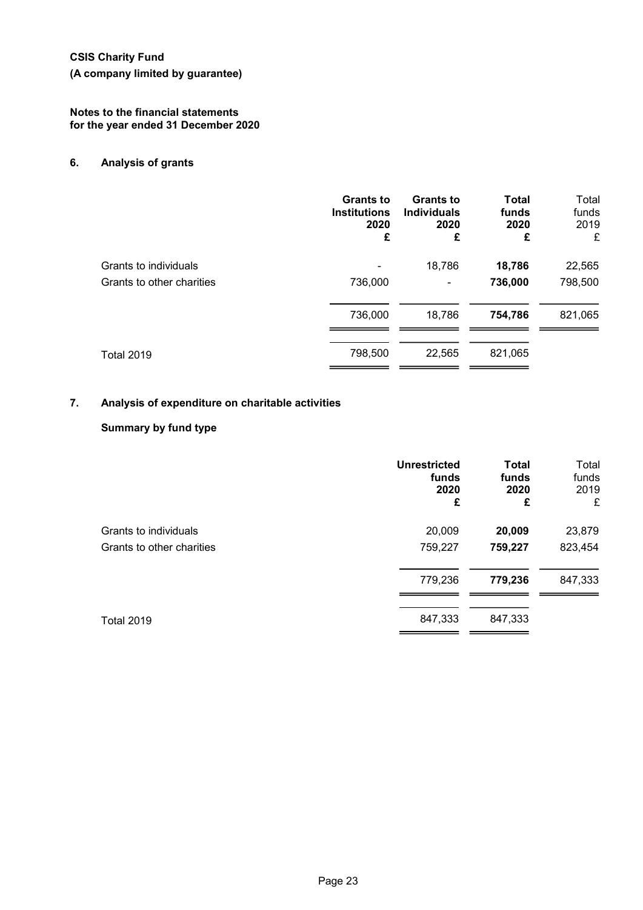**CSIS Charity Fund**

**(A company limited by guarantee)**

**Notes to the financial statements**
**for the year ended 31 December 2020**

## 6. Analysis of grants

| | **Grants to Institutions 2020 £** | **Grants to Individuals 2020 £** | **Total funds 2020 £** | Total funds 2019 £ |
|---|---|---|---|---|
| Grants to individuals | - | 18,786 | **18,786** | 22,565 |
| Grants to other charities | 736,000 | - | **736,000** | 798,500 |
| | 736,000 | 18,786 | **754,786** | 821,065 |
| Total 2019 | 798,500 | 22,565 | 821,065 | |

## 7. Analysis of expenditure on charitable activities

### Summary by fund type

| | **Unrestricted funds 2020 £** | **Total funds 2020 £** | Total funds 2019 £ |
|---|---|---|---|
| Grants to individuals | 20,009 | **20,009** | 23,879 |
| Grants to other charities | 759,227 | **759,227** | 823,454 |
| | 779,236 | **779,236** | 847,333 |
| Total 2019 | 847,333 | 847,333 | |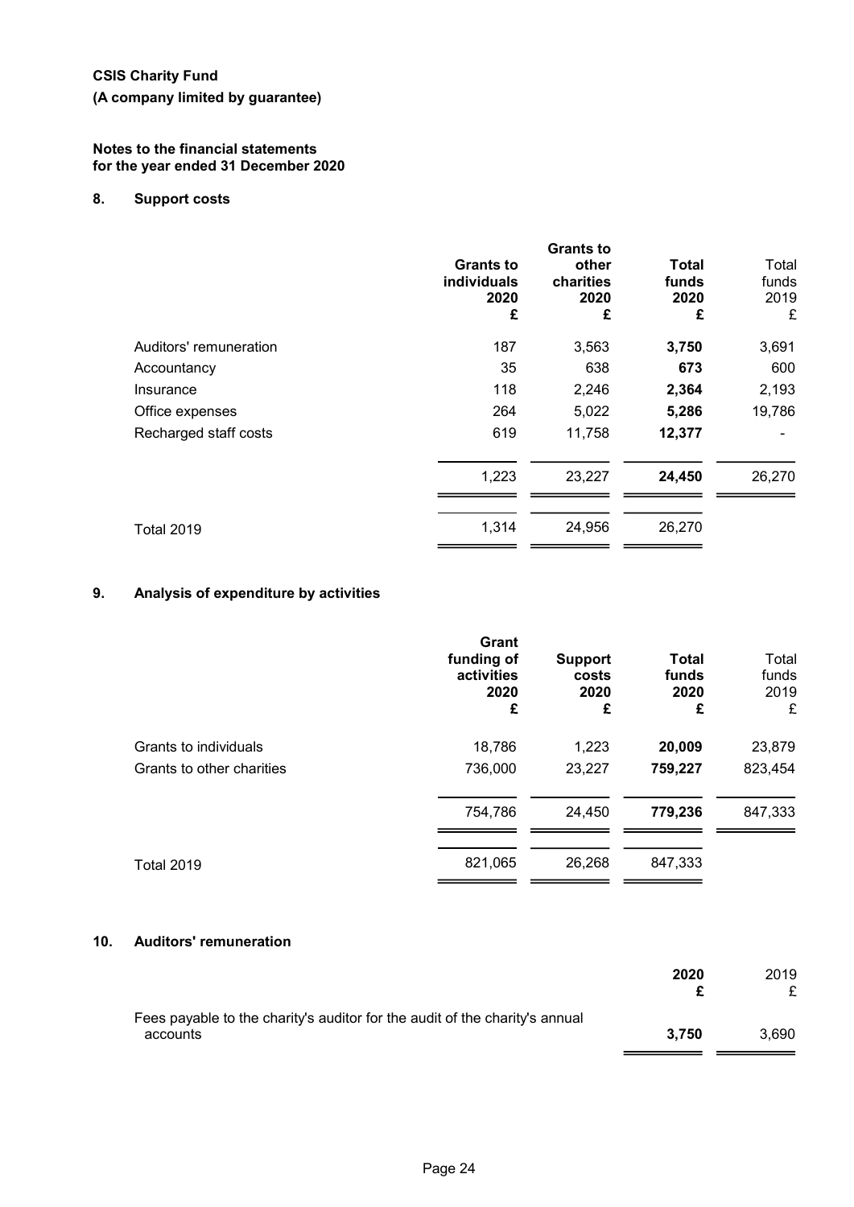**CSIS Charity Fund**

**(A company limited by guarantee)**

**Notes to the financial statements for the year ended 31 December 2020**

## 8. Support costs

| | **Grants to individuals 2020 £** | **Grants to other charities 2020 £** | **Total funds 2020 £** | Total funds 2019 £ |
|---|---|---|---|---|
| Auditors' remuneration | 187 | 3,563 | **3,750** | 3,691 |
| Accountancy | 35 | 638 | **673** | 600 |
| Insurance | 118 | 2,246 | **2,364** | 2,193 |
| Office expenses | 264 | 5,022 | **5,286** | 19,786 |
| Recharged staff costs | 619 | 11,758 | **12,377** | - |
| | 1,223 | 23,227 | **24,450** | 26,270 |
| Total 2019 | 1,314 | 24,956 | 26,270 | |

## 9. Analysis of expenditure by activities

| | **Grant funding of activities 2020 £** | **Support costs 2020 £** | **Total funds 2020 £** | Total funds 2019 £ |
|---|---|---|---|---|
| Grants to individuals | 18,786 | 1,223 | **20,009** | 23,879 |
| Grants to other charities | 736,000 | 23,227 | **759,227** | 823,454 |
| | 754,786 | 24,450 | **779,236** | 847,333 |
| Total 2019 | 821,065 | 26,268 | 847,333 | |

## 10. Auditors' remuneration

| | **2020 £** | 2019 £ |
|---|---|---|
| Fees payable to the charity's auditor for the audit of the charity's annual accounts | **3,750** | 3,690 |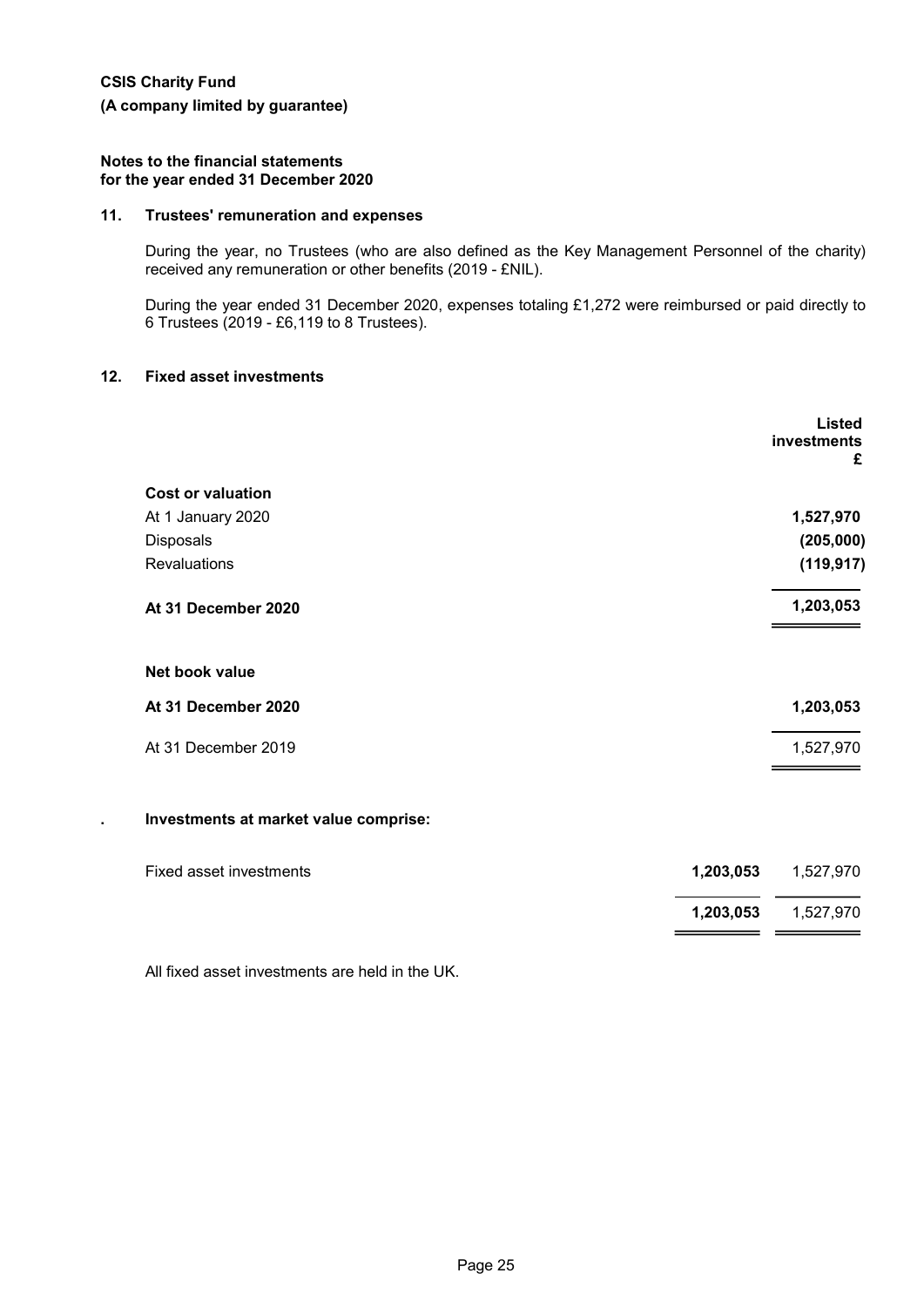**CSIS Charity Fund**

**(A company limited by guarantee)**

**Notes to the financial statements for the year ended 31 December 2020**

## 11. Trustees' remuneration and expenses

During the year, no Trustees (who are also defined as the Key Management Personnel of the charity) received any remuneration or other benefits (2019 - £NIL).

During the year ended 31 December 2020, expenses totaling £1,272 were reimbursed or paid directly to 6 Trustees (2019 - £6,119 to 8 Trustees).

## 12. Fixed asset investments

| | **Listed investments £** |
|---|---|
| **Cost or valuation** | |
| At 1 January 2020 | **1,527,970** |
| Disposals | **(205,000)** |
| Revaluations | **(119,917)** |
| **At 31 December 2020** | **1,203,053** |
| | |
| **Net book value** | |
| **At 31 December 2020** | **1,203,053** |
| At 31 December 2019 | 1,527,970 |

**. Investments at market value comprise:**

| | | |
|---|---|---|
| Fixed asset investments | **1,203,053** | 1,527,970 |
| | **1,203,053** | 1,527,970 |

All fixed asset investments are held in the UK.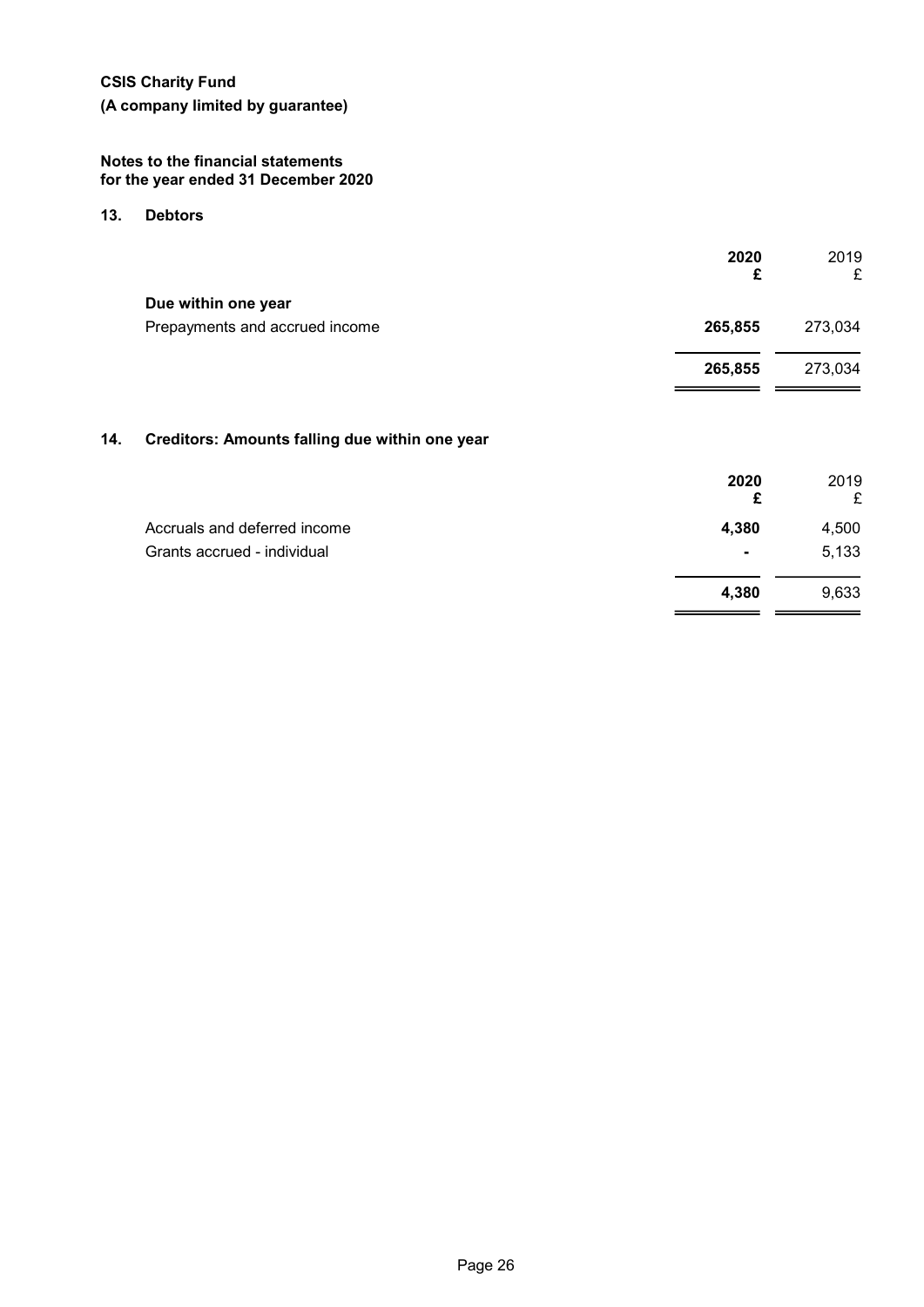**CSIS Charity Fund**

**(A company limited by guarantee)**

**Notes to the financial statements**
**for the year ended 31 December 2020**

## 13. Debtors

| | 2020 £ | 2019 £ |
|---|---|---|
| **Due within one year** | | |
| Prepayments and accrued income | **265,855** | 273,034 |
| | **265,855** | 273,034 |

## 14. Creditors: Amounts falling due within one year

| | 2020 £ | 2019 £ |
|---|---|---|
| Accruals and deferred income | **4,380** | 4,500 |
| Grants accrued - individual | **-** | 5,133 |
| | **4,380** | 9,633 |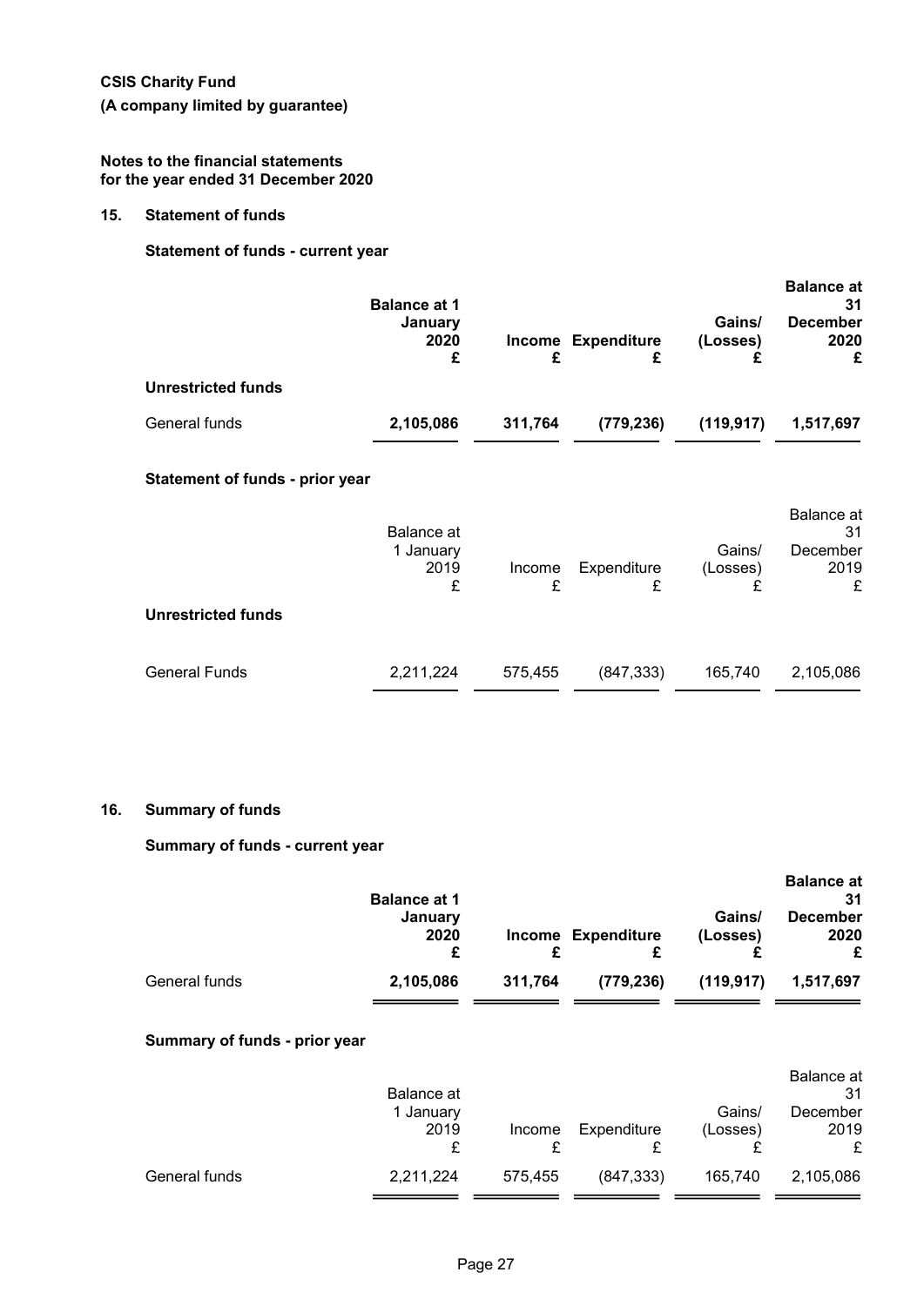**CSIS Charity Fund**

**(A company limited by guarantee)**

**Notes to the financial statements**
**for the year ended 31 December 2020**

## 15. Statement of funds

### Statement of funds - current year

| | Balance at 1 January 2020 £ | Income £ | Expenditure £ | Gains/ (Losses) £ | Balance at 31 December 2020 £ |
|---|---|---|---|---|---|
| **Unrestricted funds** | | | | | |
| General funds | **2,105,086** | **311,764** | **(779,236)** | **(119,917)** | **1,517,697** |

### Statement of funds - prior year

| | Balance at 1 January 2019 £ | Income £ | Expenditure £ | Gains/ (Losses) £ | Balance at 31 December 2019 £ |
|---|---|---|---|---|---|
| **Unrestricted funds** | | | | | |
| General Funds | 2,211,224 | 575,455 | (847,333) | 165,740 | 2,105,086 |

## 16. Summary of funds

### Summary of funds - current year

| | Balance at 1 January 2020 £ | Income £ | Expenditure £ | Gains/ (Losses) £ | Balance at 31 December 2020 £ |
|---|---|---|---|---|---|
| General funds | **2,105,086** | **311,764** | **(779,236)** | **(119,917)** | **1,517,697** |

### Summary of funds - prior year

| | Balance at 1 January 2019 £ | Income £ | Expenditure £ | Gains/ (Losses) £ | Balance at 31 December 2019 £ |
|---|---|---|---|---|---|
| General funds | 2,211,224 | 575,455 | (847,333) | 165,740 | 2,105,086 |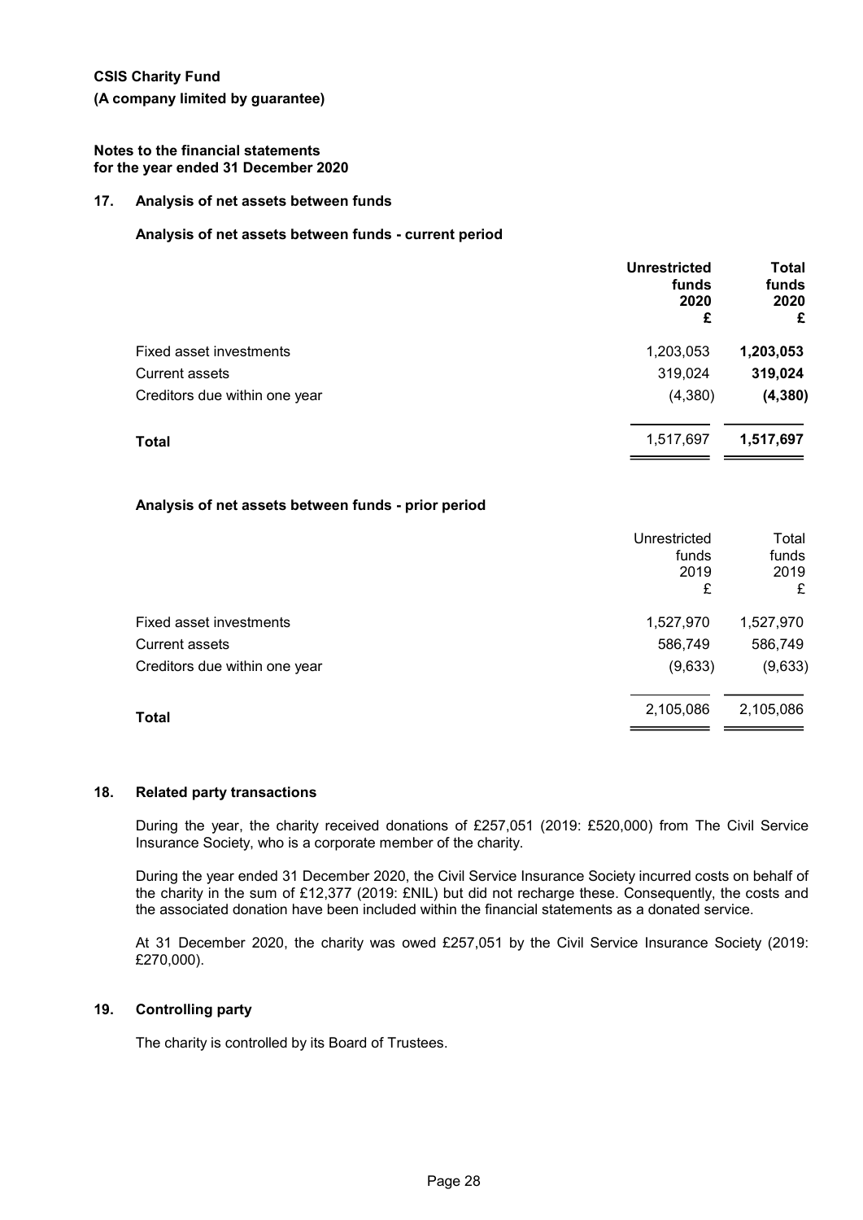**CSIS Charity Fund**

**(A company limited by guarantee)**

**Notes to the financial statements**
**for the year ended 31 December 2020**

## 17. Analysis of net assets between funds

### Analysis of net assets between funds - current period

| | Unrestricted funds 2020 £ | Total funds 2020 £ |
|---|---|---|
| Fixed asset investments | 1,203,053 | **1,203,053** |
| Current assets | 319,024 | **319,024** |
| Creditors due within one year | (4,380) | **(4,380)** |
| **Total** | 1,517,697 | **1,517,697** |

### Analysis of net assets between funds - prior period

| | Unrestricted funds 2019 £ | Total funds 2019 £ |
|---|---|---|
| Fixed asset investments | 1,527,970 | 1,527,970 |
| Current assets | 586,749 | 586,749 |
| Creditors due within one year | (9,633) | (9,633) |
| **Total** | 2,105,086 | 2,105,086 |

## 18. Related party transactions

During the year, the charity received donations of £257,051 (2019: £520,000) from The Civil Service Insurance Society, who is a corporate member of the charity.

During the year ended 31 December 2020, the Civil Service Insurance Society incurred costs on behalf of the charity in the sum of £12,377 (2019: £NIL) but did not recharge these. Consequently, the costs and the associated donation have been included within the financial statements as a donated service.

At 31 December 2020, the charity was owed £257,051 by the Civil Service Insurance Society (2019: £270,000).

## 19. Controlling party

The charity is controlled by its Board of Trustees.